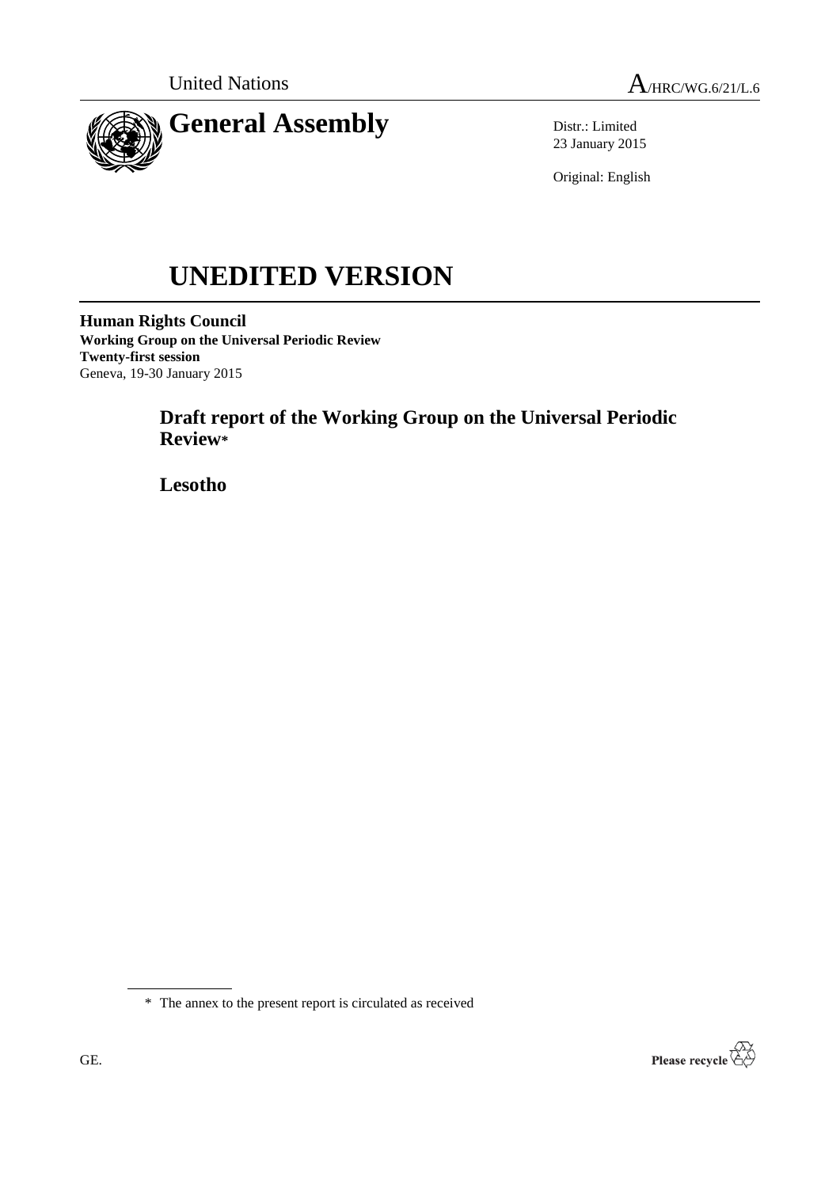United Nations A/HRC/WG.6/21/L.6

# General Assembly

Distr.: Limited
23 January 2015

Original: English

# UNEDITED VERSION

**Human Rights Council**
**Working Group on the Universal Periodic Review**
**Twenty-first session**
Geneva, 19-30 January 2015

## Draft report of the Working Group on the Universal Periodic Review*

## Lesotho

\* The annex to the present report is circulated as received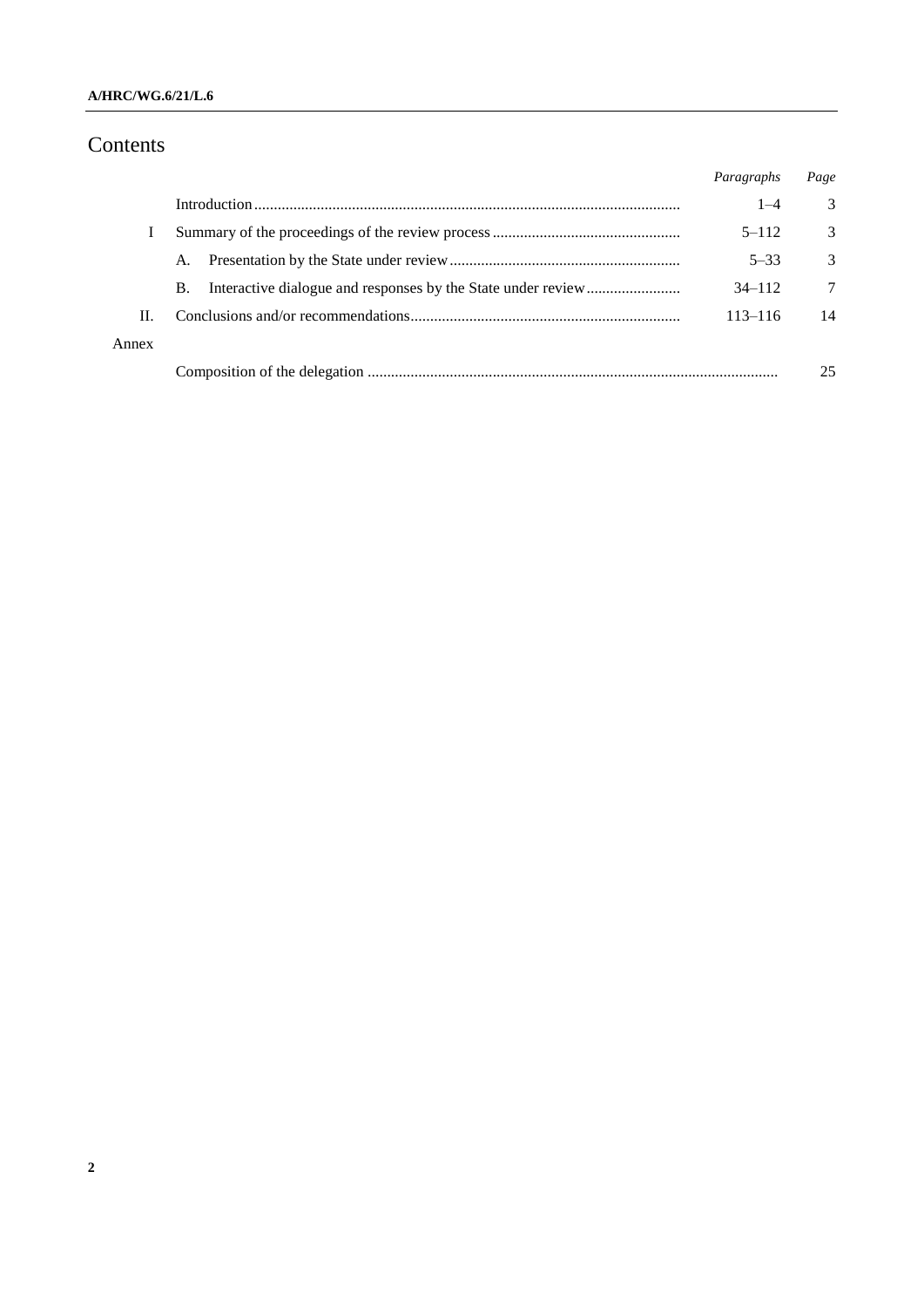# Contents

| | | *Paragraphs* | *Page* |
|---|---|---|---|
| | Introduction | 1–4 | 3 |
| I | Summary of the proceedings of the review process | 5–112 | 3 |
| | A. Presentation by the State under review | 5–33 | 3 |
| | B. Interactive dialogue and responses by the State under review | 34–112 | 7 |
| II. | Conclusions and/or recommendations | 113–116 | 14 |
| Annex | | | |
| | Composition of the delegation | | 25 |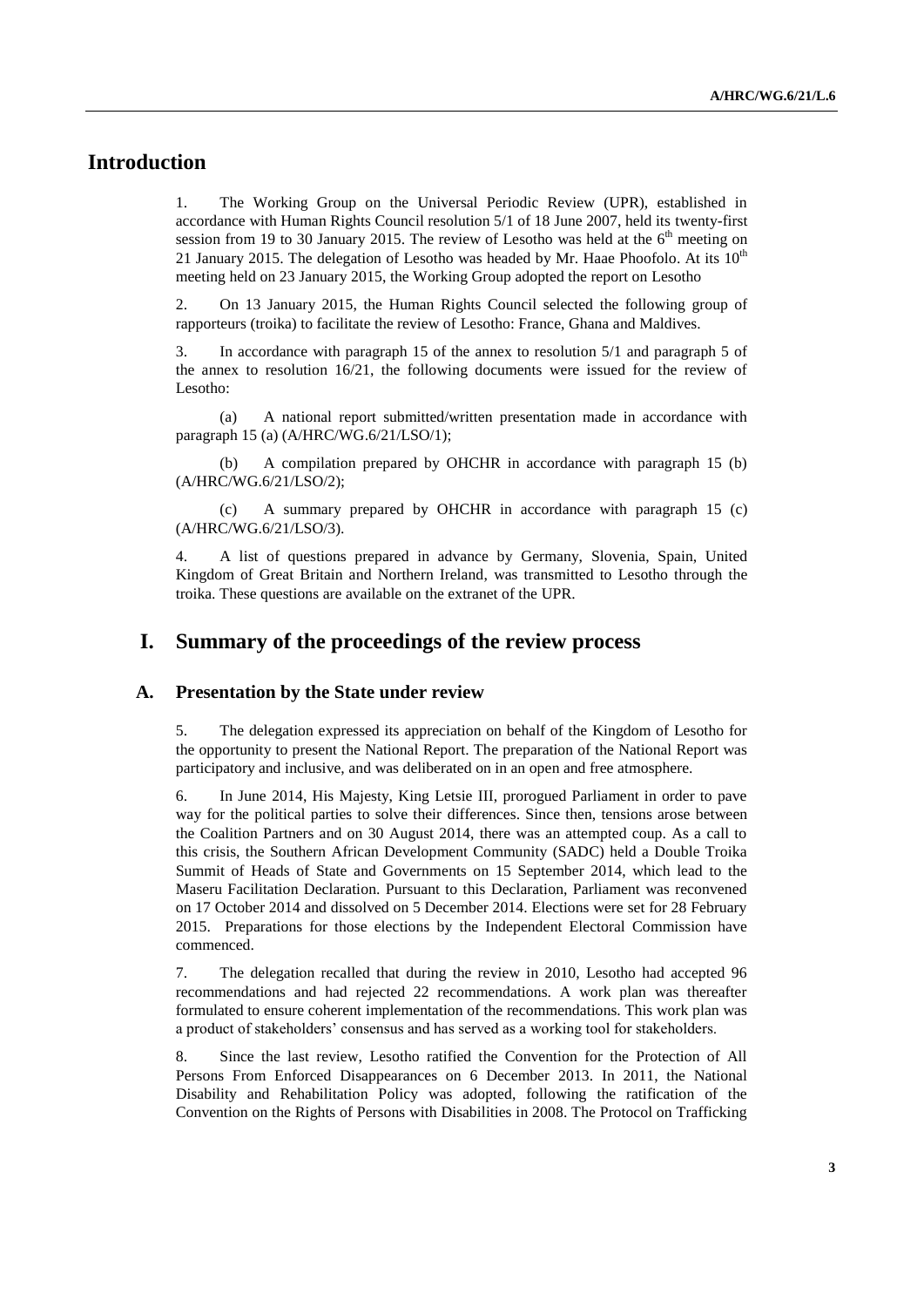## Introduction

1. The Working Group on the Universal Periodic Review (UPR), established in accordance with Human Rights Council resolution 5/1 of 18 June 2007, held its twenty-first session from 19 to 30 January 2015. The review of Lesotho was held at the 6th meeting on 21 January 2015. The delegation of Lesotho was headed by Mr. Haae Phoofolo. At its 10th meeting held on 23 January 2015, the Working Group adopted the report on Lesotho

2. On 13 January 2015, the Human Rights Council selected the following group of rapporteurs (troika) to facilitate the review of Lesotho: France, Ghana and Maldives.

3. In accordance with paragraph 15 of the annex to resolution 5/1 and paragraph 5 of the annex to resolution 16/21, the following documents were issued for the review of Lesotho:

(a) A national report submitted/written presentation made in accordance with paragraph 15 (a) (A/HRC/WG.6/21/LSO/1);

(b) A compilation prepared by OHCHR in accordance with paragraph 15 (b) (A/HRC/WG.6/21/LSO/2);

(c) A summary prepared by OHCHR in accordance with paragraph 15 (c) (A/HRC/WG.6/21/LSO/3).

4. A list of questions prepared in advance by Germany, Slovenia, Spain, United Kingdom of Great Britain and Northern Ireland, was transmitted to Lesotho through the troika. These questions are available on the extranet of the UPR.

## I. Summary of the proceedings of the review process

### A. Presentation by the State under review

5. The delegation expressed its appreciation on behalf of the Kingdom of Lesotho for the opportunity to present the National Report. The preparation of the National Report was participatory and inclusive, and was deliberated on in an open and free atmosphere.

6. In June 2014, His Majesty, King Letsie III, prorogued Parliament in order to pave way for the political parties to solve their differences. Since then, tensions arose between the Coalition Partners and on 30 August 2014, there was an attempted coup. As a call to this crisis, the Southern African Development Community (SADC) held a Double Troika Summit of Heads of State and Governments on 15 September 2014, which lead to the Maseru Facilitation Declaration. Pursuant to this Declaration, Parliament was reconvened on 17 October 2014 and dissolved on 5 December 2014. Elections were set for 28 February 2015. Preparations for those elections by the Independent Electoral Commission have commenced.

7. The delegation recalled that during the review in 2010, Lesotho had accepted 96 recommendations and had rejected 22 recommendations. A work plan was thereafter formulated to ensure coherent implementation of the recommendations. This work plan was a product of stakeholders' consensus and has served as a working tool for stakeholders.

8. Since the last review, Lesotho ratified the Convention for the Protection of All Persons From Enforced Disappearances on 6 December 2013. In 2011, the National Disability and Rehabilitation Policy was adopted, following the ratification of the Convention on the Rights of Persons with Disabilities in 2008. The Protocol on Trafficking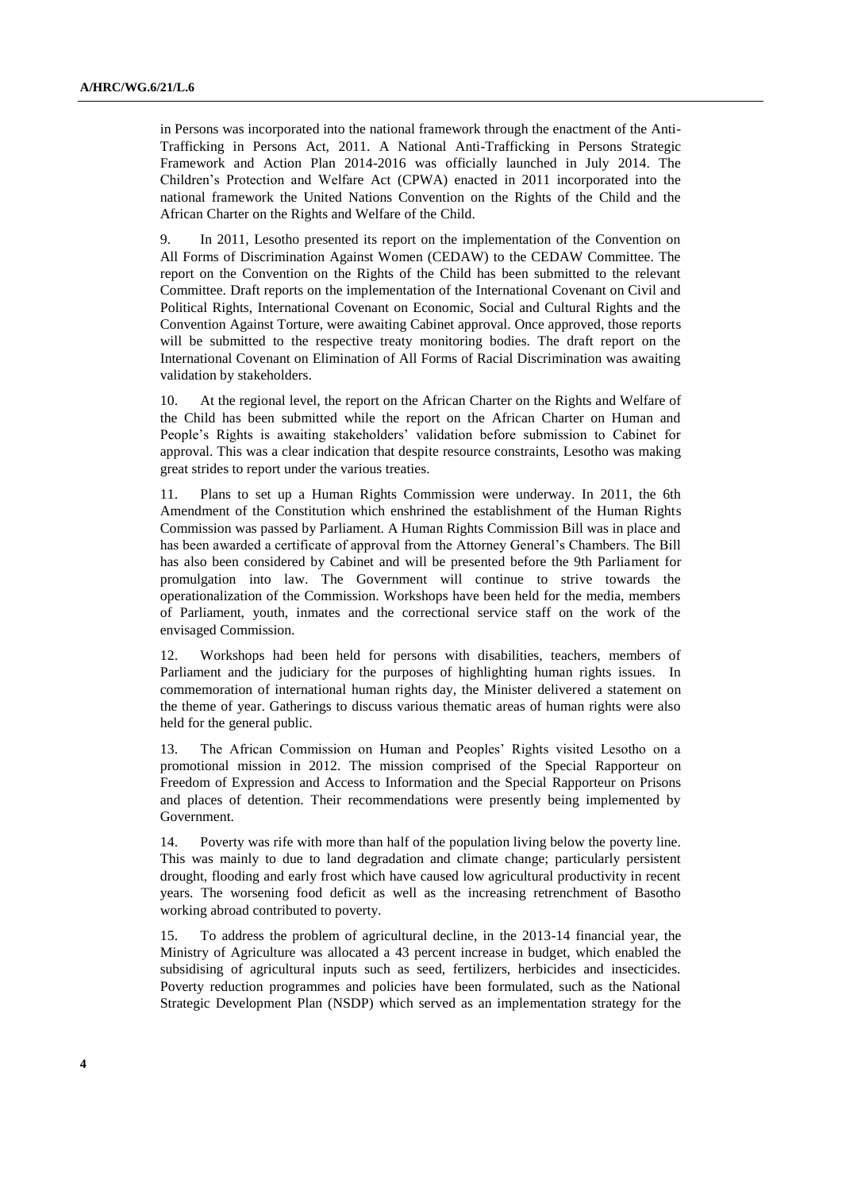in Persons was incorporated into the national framework through the enactment of the Anti-Trafficking in Persons Act, 2011. A National Anti-Trafficking in Persons Strategic Framework and Action Plan 2014-2016 was officially launched in July 2014. The Children's Protection and Welfare Act (CPWA) enacted in 2011 incorporated into the national framework the United Nations Convention on the Rights of the Child and the African Charter on the Rights and Welfare of the Child.

9. In 2011, Lesotho presented its report on the implementation of the Convention on All Forms of Discrimination Against Women (CEDAW) to the CEDAW Committee. The report on the Convention on the Rights of the Child has been submitted to the relevant Committee. Draft reports on the implementation of the International Covenant on Civil and Political Rights, International Covenant on Economic, Social and Cultural Rights and the Convention Against Torture, were awaiting Cabinet approval. Once approved, those reports will be submitted to the respective treaty monitoring bodies. The draft report on the International Covenant on Elimination of All Forms of Racial Discrimination was awaiting validation by stakeholders.

10. At the regional level, the report on the African Charter on the Rights and Welfare of the Child has been submitted while the report on the African Charter on Human and People's Rights is awaiting stakeholders' validation before submission to Cabinet for approval. This was a clear indication that despite resource constraints, Lesotho was making great strides to report under the various treaties.

11. Plans to set up a Human Rights Commission were underway. In 2011, the 6th Amendment of the Constitution which enshrined the establishment of the Human Rights Commission was passed by Parliament. A Human Rights Commission Bill was in place and has been awarded a certificate of approval from the Attorney General's Chambers. The Bill has also been considered by Cabinet and will be presented before the 9th Parliament for promulgation into law. The Government will continue to strive towards the operationalization of the Commission. Workshops have been held for the media, members of Parliament, youth, inmates and the correctional service staff on the work of the envisaged Commission.

12. Workshops had been held for persons with disabilities, teachers, members of Parliament and the judiciary for the purposes of highlighting human rights issues. In commemoration of international human rights day, the Minister delivered a statement on the theme of year. Gatherings to discuss various thematic areas of human rights were also held for the general public.

13. The African Commission on Human and Peoples' Rights visited Lesotho on a promotional mission in 2012. The mission comprised of the Special Rapporteur on Freedom of Expression and Access to Information and the Special Rapporteur on Prisons and places of detention. Their recommendations were presently being implemented by Government.

14. Poverty was rife with more than half of the population living below the poverty line. This was mainly to due to land degradation and climate change; particularly persistent drought, flooding and early frost which have caused low agricultural productivity in recent years. The worsening food deficit as well as the increasing retrenchment of Basotho working abroad contributed to poverty.

15. To address the problem of agricultural decline, in the 2013-14 financial year, the Ministry of Agriculture was allocated a 43 percent increase in budget, which enabled the subsidising of agricultural inputs such as seed, fertilizers, herbicides and insecticides. Poverty reduction programmes and policies have been formulated, such as the National Strategic Development Plan (NSDP) which served as an implementation strategy for the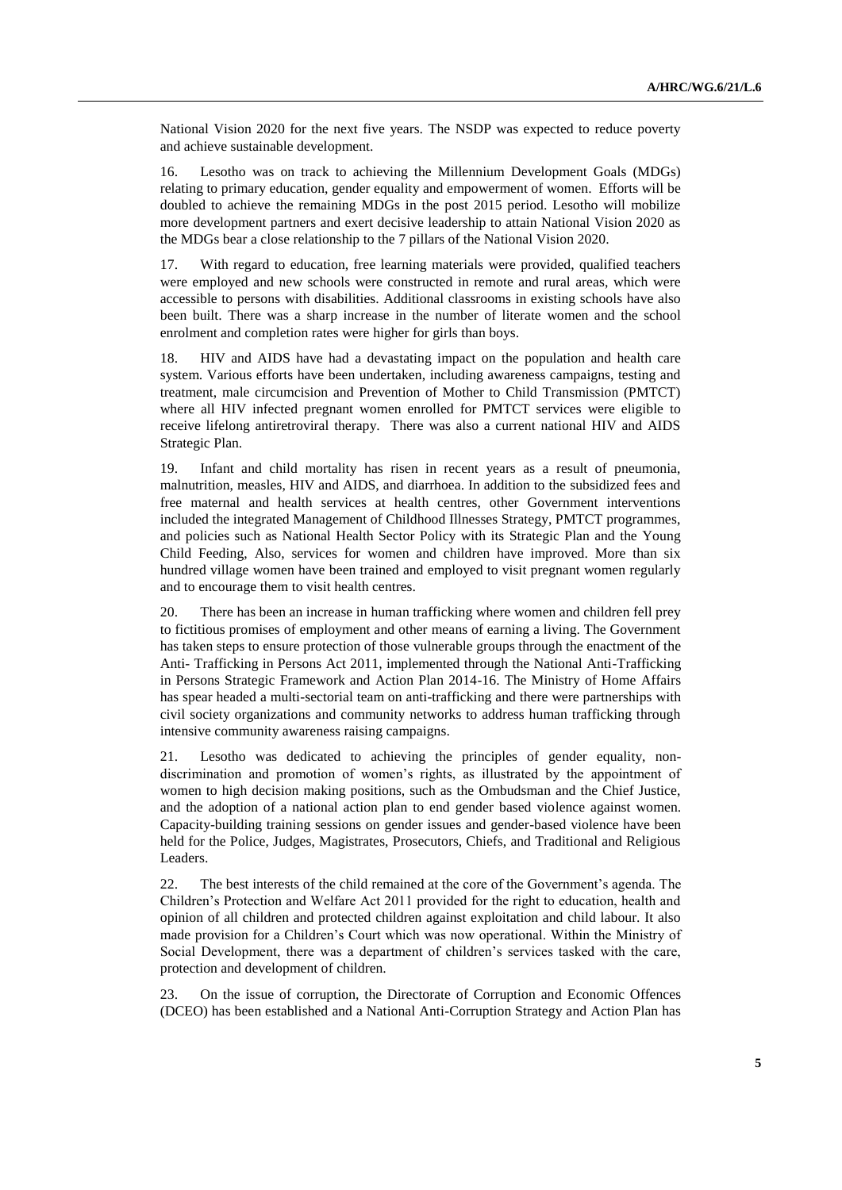National Vision 2020 for the next five years. The NSDP was expected to reduce poverty and achieve sustainable development.

16. Lesotho was on track to achieving the Millennium Development Goals (MDGs) relating to primary education, gender equality and empowerment of women. Efforts will be doubled to achieve the remaining MDGs in the post 2015 period. Lesotho will mobilize more development partners and exert decisive leadership to attain National Vision 2020 as the MDGs bear a close relationship to the 7 pillars of the National Vision 2020.

17. With regard to education, free learning materials were provided, qualified teachers were employed and new schools were constructed in remote and rural areas, which were accessible to persons with disabilities. Additional classrooms in existing schools have also been built. There was a sharp increase in the number of literate women and the school enrolment and completion rates were higher for girls than boys.

18. HIV and AIDS have had a devastating impact on the population and health care system. Various efforts have been undertaken, including awareness campaigns, testing and treatment, male circumcision and Prevention of Mother to Child Transmission (PMTCT) where all HIV infected pregnant women enrolled for PMTCT services were eligible to receive lifelong antiretroviral therapy. There was also a current national HIV and AIDS Strategic Plan.

19. Infant and child mortality has risen in recent years as a result of pneumonia, malnutrition, measles, HIV and AIDS, and diarrhoea. In addition to the subsidized fees and free maternal and health services at health centres, other Government interventions included the integrated Management of Childhood Illnesses Strategy, PMTCT programmes, and policies such as National Health Sector Policy with its Strategic Plan and the Young Child Feeding, Also, services for women and children have improved. More than six hundred village women have been trained and employed to visit pregnant women regularly and to encourage them to visit health centres.

20. There has been an increase in human trafficking where women and children fell prey to fictitious promises of employment and other means of earning a living. The Government has taken steps to ensure protection of those vulnerable groups through the enactment of the Anti- Trafficking in Persons Act 2011, implemented through the National Anti-Trafficking in Persons Strategic Framework and Action Plan 2014-16. The Ministry of Home Affairs has spear headed a multi-sectorial team on anti-trafficking and there were partnerships with civil society organizations and community networks to address human trafficking through intensive community awareness raising campaigns.

21. Lesotho was dedicated to achieving the principles of gender equality, non-discrimination and promotion of women's rights, as illustrated by the appointment of women to high decision making positions, such as the Ombudsman and the Chief Justice, and the adoption of a national action plan to end gender based violence against women. Capacity-building training sessions on gender issues and gender-based violence have been held for the Police, Judges, Magistrates, Prosecutors, Chiefs, and Traditional and Religious Leaders.

22. The best interests of the child remained at the core of the Government's agenda. The Children's Protection and Welfare Act 2011 provided for the right to education, health and opinion of all children and protected children against exploitation and child labour. It also made provision for a Children's Court which was now operational. Within the Ministry of Social Development, there was a department of children's services tasked with the care, protection and development of children.

23. On the issue of corruption, the Directorate of Corruption and Economic Offences (DCEO) has been established and a National Anti-Corruption Strategy and Action Plan has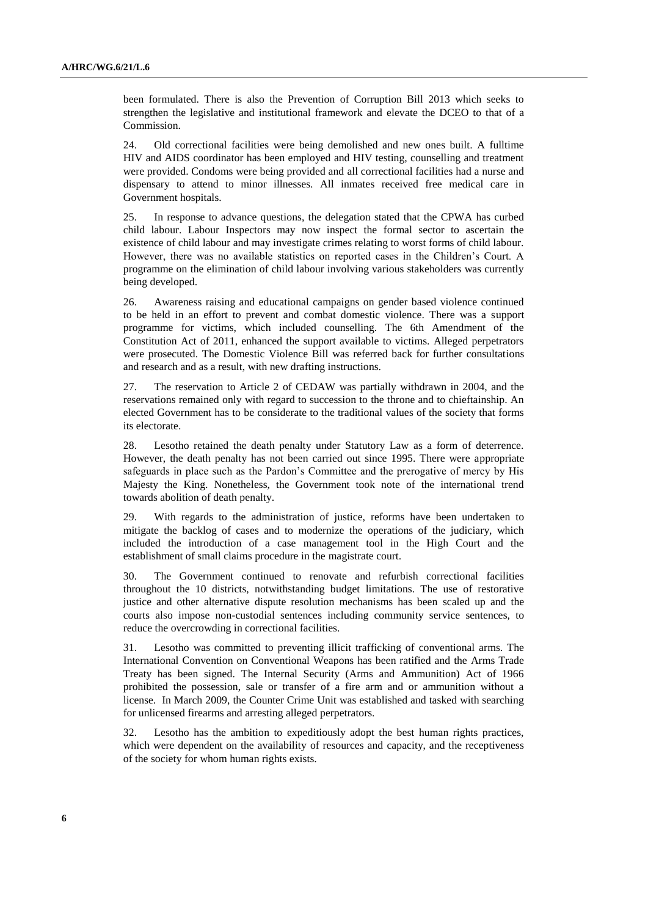been formulated. There is also the Prevention of Corruption Bill 2013 which seeks to strengthen the legislative and institutional framework and elevate the DCEO to that of a Commission.

24. Old correctional facilities were being demolished and new ones built. A fulltime HIV and AIDS coordinator has been employed and HIV testing, counselling and treatment were provided. Condoms were being provided and all correctional facilities had a nurse and dispensary to attend to minor illnesses. All inmates received free medical care in Government hospitals.

25. In response to advance questions, the delegation stated that the CPWA has curbed child labour. Labour Inspectors may now inspect the formal sector to ascertain the existence of child labour and may investigate crimes relating to worst forms of child labour. However, there was no available statistics on reported cases in the Children's Court. A programme on the elimination of child labour involving various stakeholders was currently being developed.

26. Awareness raising and educational campaigns on gender based violence continued to be held in an effort to prevent and combat domestic violence. There was a support programme for victims, which included counselling. The 6th Amendment of the Constitution Act of 2011, enhanced the support available to victims. Alleged perpetrators were prosecuted. The Domestic Violence Bill was referred back for further consultations and research and as a result, with new drafting instructions.

27. The reservation to Article 2 of CEDAW was partially withdrawn in 2004, and the reservations remained only with regard to succession to the throne and to chieftainship. An elected Government has to be considerate to the traditional values of the society that forms its electorate.

28. Lesotho retained the death penalty under Statutory Law as a form of deterrence. However, the death penalty has not been carried out since 1995. There were appropriate safeguards in place such as the Pardon's Committee and the prerogative of mercy by His Majesty the King. Nonetheless, the Government took note of the international trend towards abolition of death penalty.

29. With regards to the administration of justice, reforms have been undertaken to mitigate the backlog of cases and to modernize the operations of the judiciary, which included the introduction of a case management tool in the High Court and the establishment of small claims procedure in the magistrate court.

30. The Government continued to renovate and refurbish correctional facilities throughout the 10 districts, notwithstanding budget limitations. The use of restorative justice and other alternative dispute resolution mechanisms has been scaled up and the courts also impose non-custodial sentences including community service sentences, to reduce the overcrowding in correctional facilities.

31. Lesotho was committed to preventing illicit trafficking of conventional arms. The International Convention on Conventional Weapons has been ratified and the Arms Trade Treaty has been signed. The Internal Security (Arms and Ammunition) Act of 1966 prohibited the possession, sale or transfer of a fire arm and or ammunition without a license. In March 2009, the Counter Crime Unit was established and tasked with searching for unlicensed firearms and arresting alleged perpetrators.

32. Lesotho has the ambition to expeditiously adopt the best human rights practices, which were dependent on the availability of resources and capacity, and the receptiveness of the society for whom human rights exists.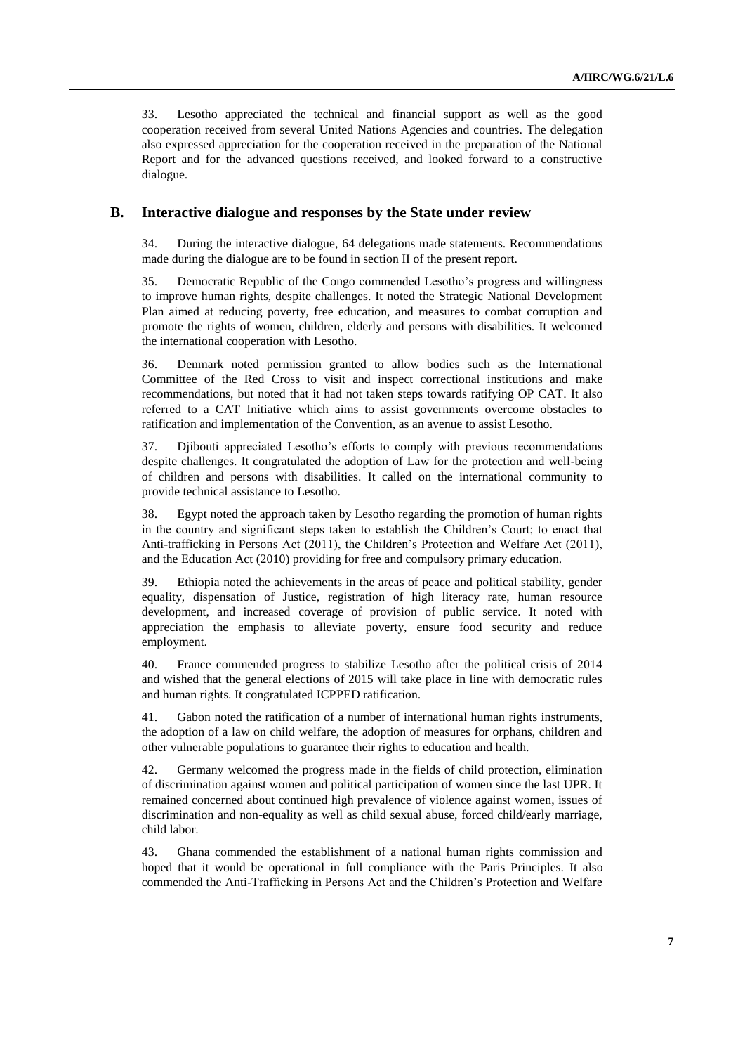33. Lesotho appreciated the technical and financial support as well as the good cooperation received from several United Nations Agencies and countries. The delegation also expressed appreciation for the cooperation received in the preparation of the National Report and for the advanced questions received, and looked forward to a constructive dialogue.

## B. Interactive dialogue and responses by the State under review

34. During the interactive dialogue, 64 delegations made statements. Recommendations made during the dialogue are to be found in section II of the present report.

35. Democratic Republic of the Congo commended Lesotho's progress and willingness to improve human rights, despite challenges. It noted the Strategic National Development Plan aimed at reducing poverty, free education, and measures to combat corruption and promote the rights of women, children, elderly and persons with disabilities. It welcomed the international cooperation with Lesotho.

36. Denmark noted permission granted to allow bodies such as the International Committee of the Red Cross to visit and inspect correctional institutions and make recommendations, but noted that it had not taken steps towards ratifying OP CAT. It also referred to a CAT Initiative which aims to assist governments overcome obstacles to ratification and implementation of the Convention, as an avenue to assist Lesotho.

37. Djibouti appreciated Lesotho's efforts to comply with previous recommendations despite challenges. It congratulated the adoption of Law for the protection and well-being of children and persons with disabilities. It called on the international community to provide technical assistance to Lesotho.

38. Egypt noted the approach taken by Lesotho regarding the promotion of human rights in the country and significant steps taken to establish the Children's Court; to enact that Anti-trafficking in Persons Act (2011), the Children's Protection and Welfare Act (2011), and the Education Act (2010) providing for free and compulsory primary education.

39. Ethiopia noted the achievements in the areas of peace and political stability, gender equality, dispensation of Justice, registration of high literacy rate, human resource development, and increased coverage of provision of public service. It noted with appreciation the emphasis to alleviate poverty, ensure food security and reduce employment.

40. France commended progress to stabilize Lesotho after the political crisis of 2014 and wished that the general elections of 2015 will take place in line with democratic rules and human rights. It congratulated ICPPED ratification.

41. Gabon noted the ratification of a number of international human rights instruments, the adoption of a law on child welfare, the adoption of measures for orphans, children and other vulnerable populations to guarantee their rights to education and health.

42. Germany welcomed the progress made in the fields of child protection, elimination of discrimination against women and political participation of women since the last UPR. It remained concerned about continued high prevalence of violence against women, issues of discrimination and non-equality as well as child sexual abuse, forced child/early marriage, child labor.

43. Ghana commended the establishment of a national human rights commission and hoped that it would be operational in full compliance with the Paris Principles. It also commended the Anti-Trafficking in Persons Act and the Children's Protection and Welfare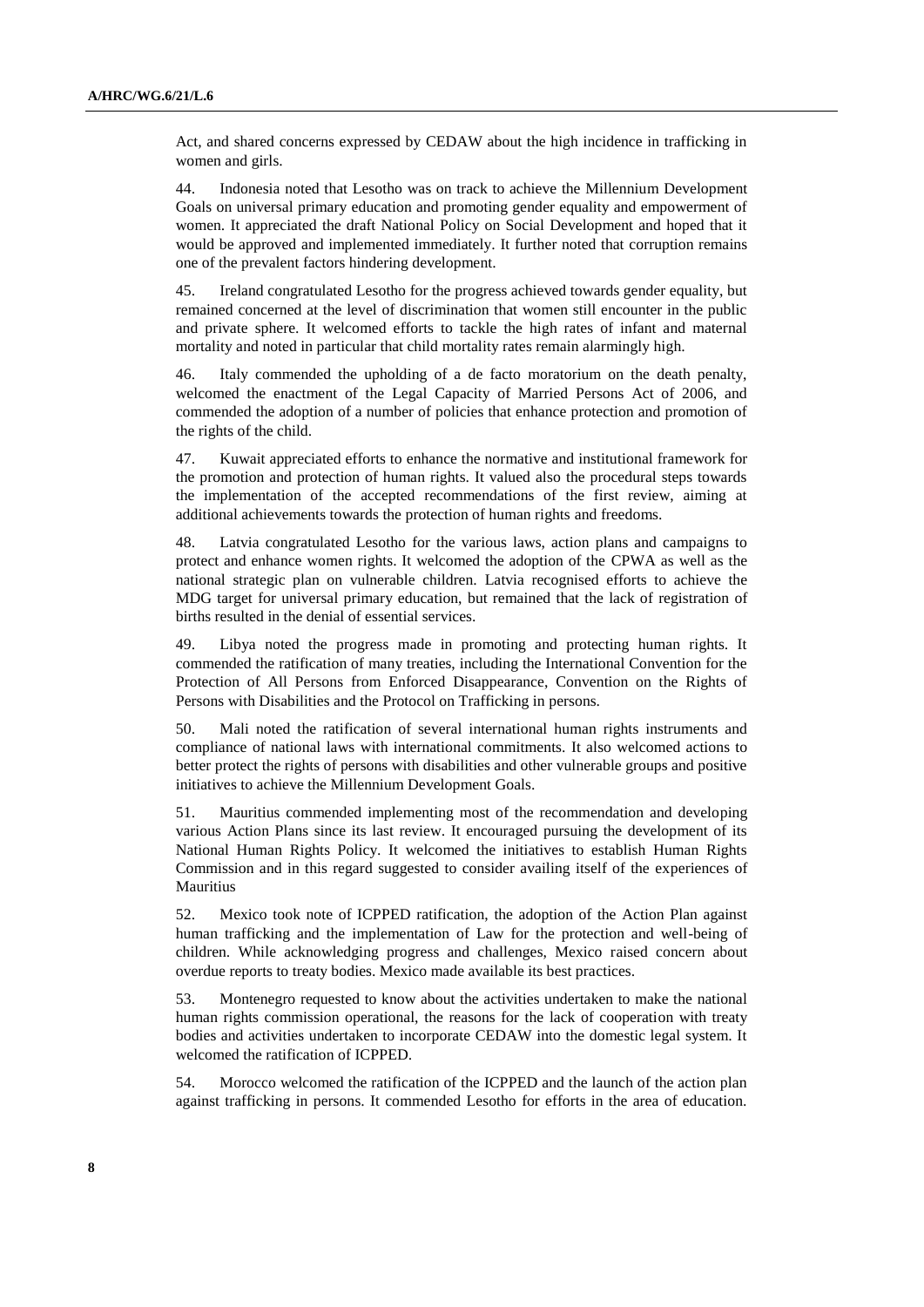Act, and shared concerns expressed by CEDAW about the high incidence in trafficking in women and girls.

44. Indonesia noted that Lesotho was on track to achieve the Millennium Development Goals on universal primary education and promoting gender equality and empowerment of women. It appreciated the draft National Policy on Social Development and hoped that it would be approved and implemented immediately. It further noted that corruption remains one of the prevalent factors hindering development.

45. Ireland congratulated Lesotho for the progress achieved towards gender equality, but remained concerned at the level of discrimination that women still encounter in the public and private sphere. It welcomed efforts to tackle the high rates of infant and maternal mortality and noted in particular that child mortality rates remain alarmingly high.

46. Italy commended the upholding of a de facto moratorium on the death penalty, welcomed the enactment of the Legal Capacity of Married Persons Act of 2006, and commended the adoption of a number of policies that enhance protection and promotion of the rights of the child.

47. Kuwait appreciated efforts to enhance the normative and institutional framework for the promotion and protection of human rights. It valued also the procedural steps towards the implementation of the accepted recommendations of the first review, aiming at additional achievements towards the protection of human rights and freedoms.

48. Latvia congratulated Lesotho for the various laws, action plans and campaigns to protect and enhance women rights. It welcomed the adoption of the CPWA as well as the national strategic plan on vulnerable children. Latvia recognised efforts to achieve the MDG target for universal primary education, but remained that the lack of registration of births resulted in the denial of essential services.

49. Libya noted the progress made in promoting and protecting human rights. It commended the ratification of many treaties, including the International Convention for the Protection of All Persons from Enforced Disappearance, Convention on the Rights of Persons with Disabilities and the Protocol on Trafficking in persons.

50. Mali noted the ratification of several international human rights instruments and compliance of national laws with international commitments. It also welcomed actions to better protect the rights of persons with disabilities and other vulnerable groups and positive initiatives to achieve the Millennium Development Goals.

51. Mauritius commended implementing most of the recommendation and developing various Action Plans since its last review. It encouraged pursuing the development of its National Human Rights Policy. It welcomed the initiatives to establish Human Rights Commission and in this regard suggested to consider availing itself of the experiences of Mauritius

52. Mexico took note of ICPPED ratification, the adoption of the Action Plan against human trafficking and the implementation of Law for the protection and well-being of children. While acknowledging progress and challenges, Mexico raised concern about overdue reports to treaty bodies. Mexico made available its best practices.

53. Montenegro requested to know about the activities undertaken to make the national human rights commission operational, the reasons for the lack of cooperation with treaty bodies and activities undertaken to incorporate CEDAW into the domestic legal system. It welcomed the ratification of ICPPED.

54. Morocco welcomed the ratification of the ICPPED and the launch of the action plan against trafficking in persons. It commended Lesotho for efforts in the area of education.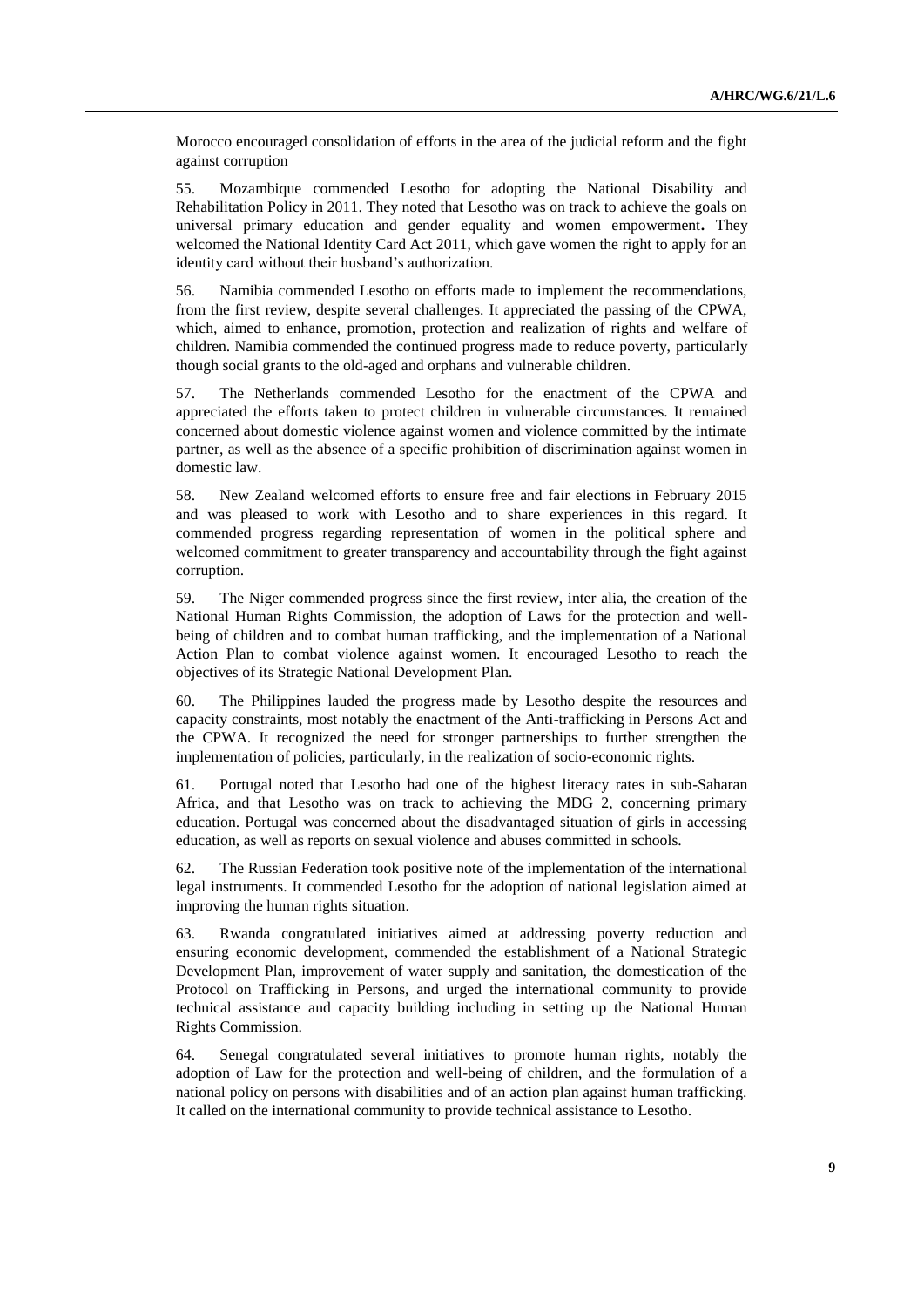Morocco encouraged consolidation of efforts in the area of the judicial reform and the fight against corruption

55. Mozambique commended Lesotho for adopting the National Disability and Rehabilitation Policy in 2011. They noted that Lesotho was on track to achieve the goals on universal primary education and gender equality and women empowerment**.** They welcomed the National Identity Card Act 2011, which gave women the right to apply for an identity card without their husband's authorization.

56. Namibia commended Lesotho on efforts made to implement the recommendations, from the first review, despite several challenges. It appreciated the passing of the CPWA, which, aimed to enhance, promotion, protection and realization of rights and welfare of children. Namibia commended the continued progress made to reduce poverty, particularly though social grants to the old-aged and orphans and vulnerable children.

57. The Netherlands commended Lesotho for the enactment of the CPWA and appreciated the efforts taken to protect children in vulnerable circumstances. It remained concerned about domestic violence against women and violence committed by the intimate partner, as well as the absence of a specific prohibition of discrimination against women in domestic law.

58. New Zealand welcomed efforts to ensure free and fair elections in February 2015 and was pleased to work with Lesotho and to share experiences in this regard. It commended progress regarding representation of women in the political sphere and welcomed commitment to greater transparency and accountability through the fight against corruption.

59. The Niger commended progress since the first review, inter alia, the creation of the National Human Rights Commission, the adoption of Laws for the protection and well-being of children and to combat human trafficking, and the implementation of a National Action Plan to combat violence against women. It encouraged Lesotho to reach the objectives of its Strategic National Development Plan.

60. The Philippines lauded the progress made by Lesotho despite the resources and capacity constraints, most notably the enactment of the Anti-trafficking in Persons Act and the CPWA. It recognized the need for stronger partnerships to further strengthen the implementation of policies, particularly, in the realization of socio-economic rights.

61. Portugal noted that Lesotho had one of the highest literacy rates in sub-Saharan Africa, and that Lesotho was on track to achieving the MDG 2, concerning primary education. Portugal was concerned about the disadvantaged situation of girls in accessing education, as well as reports on sexual violence and abuses committed in schools.

62. The Russian Federation took positive note of the implementation of the international legal instruments. It commended Lesotho for the adoption of national legislation aimed at improving the human rights situation.

63. Rwanda congratulated initiatives aimed at addressing poverty reduction and ensuring economic development, commended the establishment of a National Strategic Development Plan, improvement of water supply and sanitation, the domestication of the Protocol on Trafficking in Persons, and urged the international community to provide technical assistance and capacity building including in setting up the National Human Rights Commission.

64. Senegal congratulated several initiatives to promote human rights, notably the adoption of Law for the protection and well-being of children, and the formulation of a national policy on persons with disabilities and of an action plan against human trafficking. It called on the international community to provide technical assistance to Lesotho.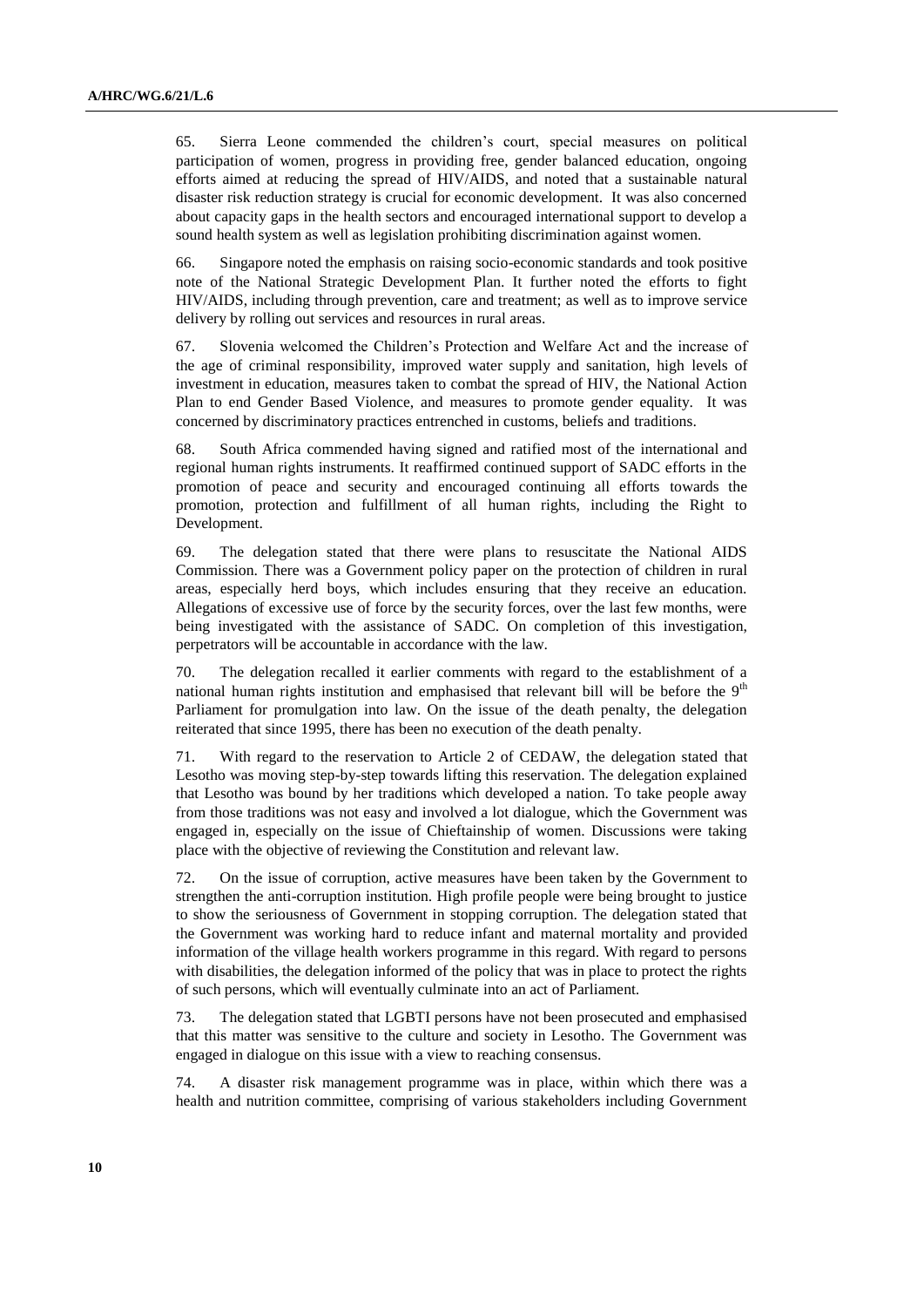65. Sierra Leone commended the children's court, special measures on political participation of women, progress in providing free, gender balanced education, ongoing efforts aimed at reducing the spread of HIV/AIDS, and noted that a sustainable natural disaster risk reduction strategy is crucial for economic development. It was also concerned about capacity gaps in the health sectors and encouraged international support to develop a sound health system as well as legislation prohibiting discrimination against women.

66. Singapore noted the emphasis on raising socio-economic standards and took positive note of the National Strategic Development Plan. It further noted the efforts to fight HIV/AIDS, including through prevention, care and treatment; as well as to improve service delivery by rolling out services and resources in rural areas.

67. Slovenia welcomed the Children's Protection and Welfare Act and the increase of the age of criminal responsibility, improved water supply and sanitation, high levels of investment in education, measures taken to combat the spread of HIV, the National Action Plan to end Gender Based Violence, and measures to promote gender equality. It was concerned by discriminatory practices entrenched in customs, beliefs and traditions.

68. South Africa commended having signed and ratified most of the international and regional human rights instruments. It reaffirmed continued support of SADC efforts in the promotion of peace and security and encouraged continuing all efforts towards the promotion, protection and fulfillment of all human rights, including the Right to Development.

69. The delegation stated that there were plans to resuscitate the National AIDS Commission. There was a Government policy paper on the protection of children in rural areas, especially herd boys, which includes ensuring that they receive an education. Allegations of excessive use of force by the security forces, over the last few months, were being investigated with the assistance of SADC. On completion of this investigation, perpetrators will be accountable in accordance with the law.

70. The delegation recalled it earlier comments with regard to the establishment of a national human rights institution and emphasised that relevant bill will be before the 9th Parliament for promulgation into law. On the issue of the death penalty, the delegation reiterated that since 1995, there has been no execution of the death penalty.

71. With regard to the reservation to Article 2 of CEDAW, the delegation stated that Lesotho was moving step-by-step towards lifting this reservation. The delegation explained that Lesotho was bound by her traditions which developed a nation. To take people away from those traditions was not easy and involved a lot dialogue, which the Government was engaged in, especially on the issue of Chieftainship of women. Discussions were taking place with the objective of reviewing the Constitution and relevant law.

72. On the issue of corruption, active measures have been taken by the Government to strengthen the anti-corruption institution. High profile people were being brought to justice to show the seriousness of Government in stopping corruption. The delegation stated that the Government was working hard to reduce infant and maternal mortality and provided information of the village health workers programme in this regard. With regard to persons with disabilities, the delegation informed of the policy that was in place to protect the rights of such persons, which will eventually culminate into an act of Parliament.

73. The delegation stated that LGBTI persons have not been prosecuted and emphasised that this matter was sensitive to the culture and society in Lesotho. The Government was engaged in dialogue on this issue with a view to reaching consensus.

74. A disaster risk management programme was in place, within which there was a health and nutrition committee, comprising of various stakeholders including Government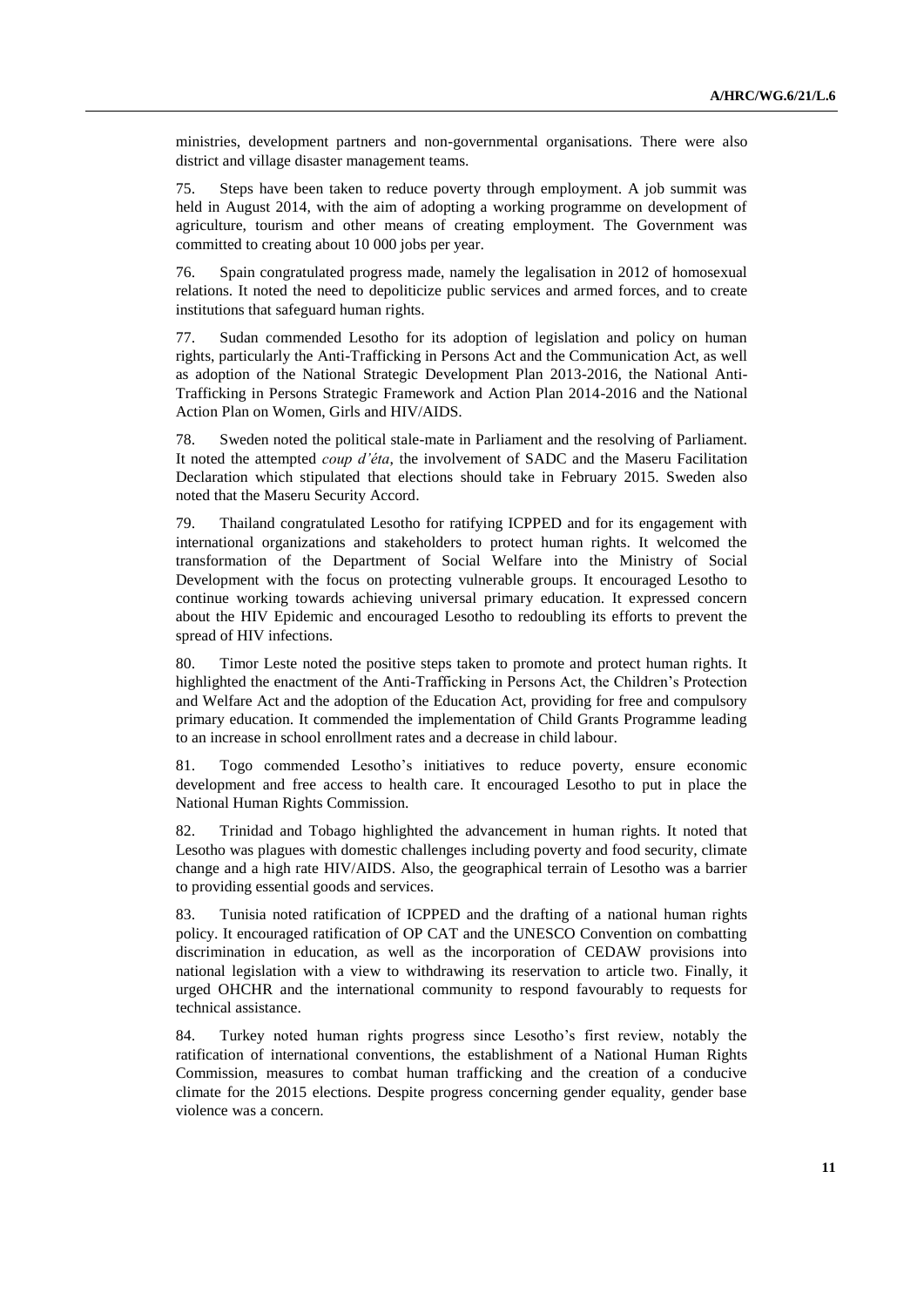ministries, development partners and non-governmental organisations. There were also district and village disaster management teams.

75. Steps have been taken to reduce poverty through employment. A job summit was held in August 2014, with the aim of adopting a working programme on development of agriculture, tourism and other means of creating employment. The Government was committed to creating about 10 000 jobs per year.

76. Spain congratulated progress made, namely the legalisation in 2012 of homosexual relations. It noted the need to depoliticize public services and armed forces, and to create institutions that safeguard human rights.

77. Sudan commended Lesotho for its adoption of legislation and policy on human rights, particularly the Anti-Trafficking in Persons Act and the Communication Act, as well as adoption of the National Strategic Development Plan 2013-2016, the National Anti-Trafficking in Persons Strategic Framework and Action Plan 2014-2016 and the National Action Plan on Women, Girls and HIV/AIDS.

78. Sweden noted the political stale-mate in Parliament and the resolving of Parliament. It noted the attempted *coup d'éta*, the involvement of SADC and the Maseru Facilitation Declaration which stipulated that elections should take in February 2015. Sweden also noted that the Maseru Security Accord.

79. Thailand congratulated Lesotho for ratifying ICPPED and for its engagement with international organizations and stakeholders to protect human rights. It welcomed the transformation of the Department of Social Welfare into the Ministry of Social Development with the focus on protecting vulnerable groups. It encouraged Lesotho to continue working towards achieving universal primary education. It expressed concern about the HIV Epidemic and encouraged Lesotho to redoubling its efforts to prevent the spread of HIV infections.

80. Timor Leste noted the positive steps taken to promote and protect human rights. It highlighted the enactment of the Anti-Trafficking in Persons Act, the Children's Protection and Welfare Act and the adoption of the Education Act, providing for free and compulsory primary education. It commended the implementation of Child Grants Programme leading to an increase in school enrollment rates and a decrease in child labour.

81. Togo commended Lesotho's initiatives to reduce poverty, ensure economic development and free access to health care. It encouraged Lesotho to put in place the National Human Rights Commission.

82. Trinidad and Tobago highlighted the advancement in human rights. It noted that Lesotho was plagues with domestic challenges including poverty and food security, climate change and a high rate HIV/AIDS. Also, the geographical terrain of Lesotho was a barrier to providing essential goods and services.

83. Tunisia noted ratification of ICPPED and the drafting of a national human rights policy. It encouraged ratification of OP CAT and the UNESCO Convention on combatting discrimination in education, as well as the incorporation of CEDAW provisions into national legislation with a view to withdrawing its reservation to article two. Finally, it urged OHCHR and the international community to respond favourably to requests for technical assistance.

84. Turkey noted human rights progress since Lesotho's first review, notably the ratification of international conventions, the establishment of a National Human Rights Commission, measures to combat human trafficking and the creation of a conducive climate for the 2015 elections. Despite progress concerning gender equality, gender base violence was a concern.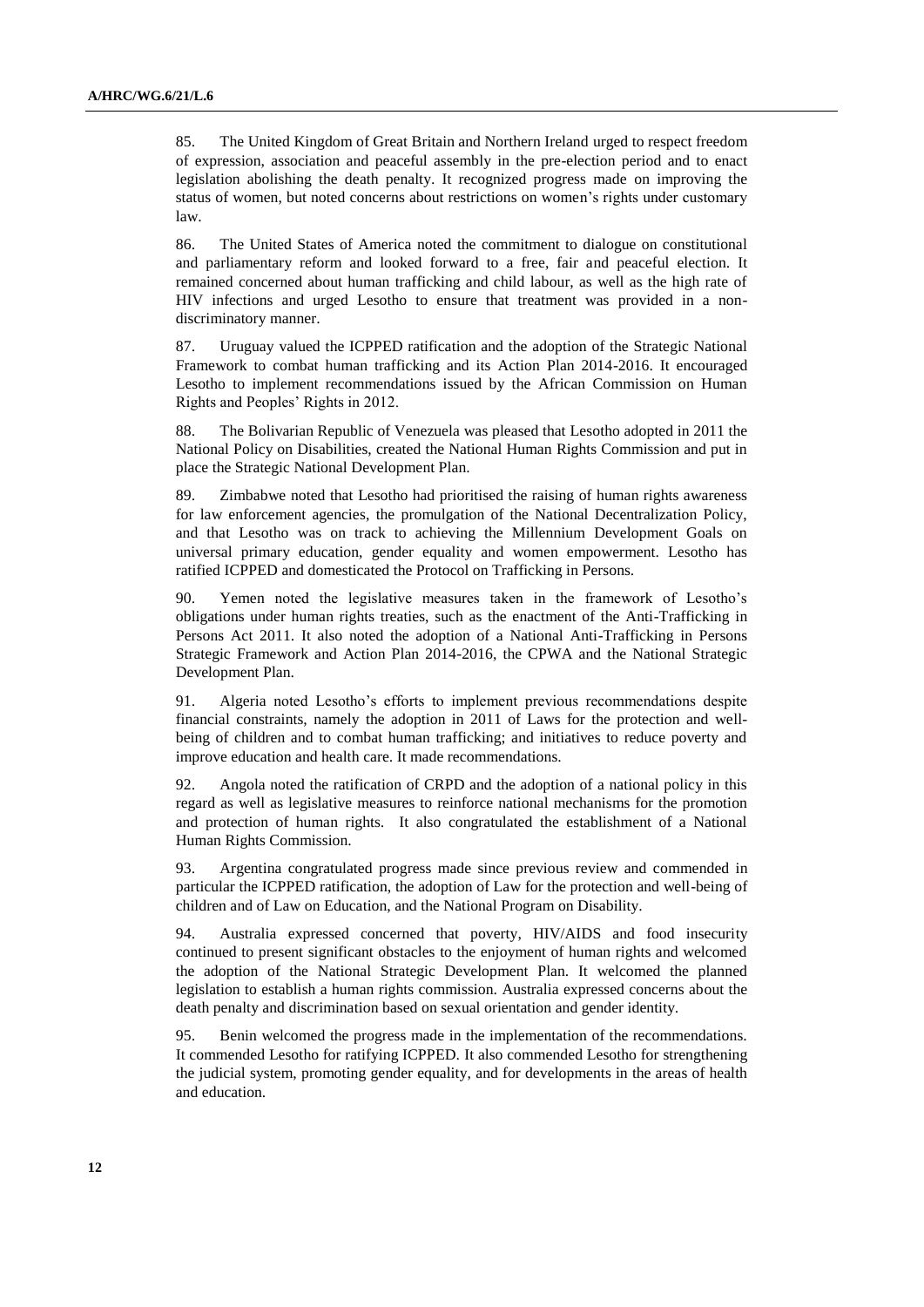85. The United Kingdom of Great Britain and Northern Ireland urged to respect freedom of expression, association and peaceful assembly in the pre-election period and to enact legislation abolishing the death penalty. It recognized progress made on improving the status of women, but noted concerns about restrictions on women's rights under customary law.

86. The United States of America noted the commitment to dialogue on constitutional and parliamentary reform and looked forward to a free, fair and peaceful election. It remained concerned about human trafficking and child labour, as well as the high rate of HIV infections and urged Lesotho to ensure that treatment was provided in a non-discriminatory manner.

87. Uruguay valued the ICPPED ratification and the adoption of the Strategic National Framework to combat human trafficking and its Action Plan 2014-2016. It encouraged Lesotho to implement recommendations issued by the African Commission on Human Rights and Peoples' Rights in 2012.

88. The Bolivarian Republic of Venezuela was pleased that Lesotho adopted in 2011 the National Policy on Disabilities, created the National Human Rights Commission and put in place the Strategic National Development Plan.

89. Zimbabwe noted that Lesotho had prioritised the raising of human rights awareness for law enforcement agencies, the promulgation of the National Decentralization Policy, and that Lesotho was on track to achieving the Millennium Development Goals on universal primary education, gender equality and women empowerment. Lesotho has ratified ICPPED and domesticated the Protocol on Trafficking in Persons.

90. Yemen noted the legislative measures taken in the framework of Lesotho's obligations under human rights treaties, such as the enactment of the Anti-Trafficking in Persons Act 2011. It also noted the adoption of a National Anti-Trafficking in Persons Strategic Framework and Action Plan 2014-2016, the CPWA and the National Strategic Development Plan.

91. Algeria noted Lesotho's efforts to implement previous recommendations despite financial constraints, namely the adoption in 2011 of Laws for the protection and well-being of children and to combat human trafficking; and initiatives to reduce poverty and improve education and health care. It made recommendations.

92. Angola noted the ratification of CRPD and the adoption of a national policy in this regard as well as legislative measures to reinforce national mechanisms for the promotion and protection of human rights. It also congratulated the establishment of a National Human Rights Commission.

93. Argentina congratulated progress made since previous review and commended in particular the ICPPED ratification, the adoption of Law for the protection and well-being of children and of Law on Education, and the National Program on Disability.

94. Australia expressed concerned that poverty, HIV/AIDS and food insecurity continued to present significant obstacles to the enjoyment of human rights and welcomed the adoption of the National Strategic Development Plan. It welcomed the planned legislation to establish a human rights commission. Australia expressed concerns about the death penalty and discrimination based on sexual orientation and gender identity.

95. Benin welcomed the progress made in the implementation of the recommendations. It commended Lesotho for ratifying ICPPED. It also commended Lesotho for strengthening the judicial system, promoting gender equality, and for developments in the areas of health and education.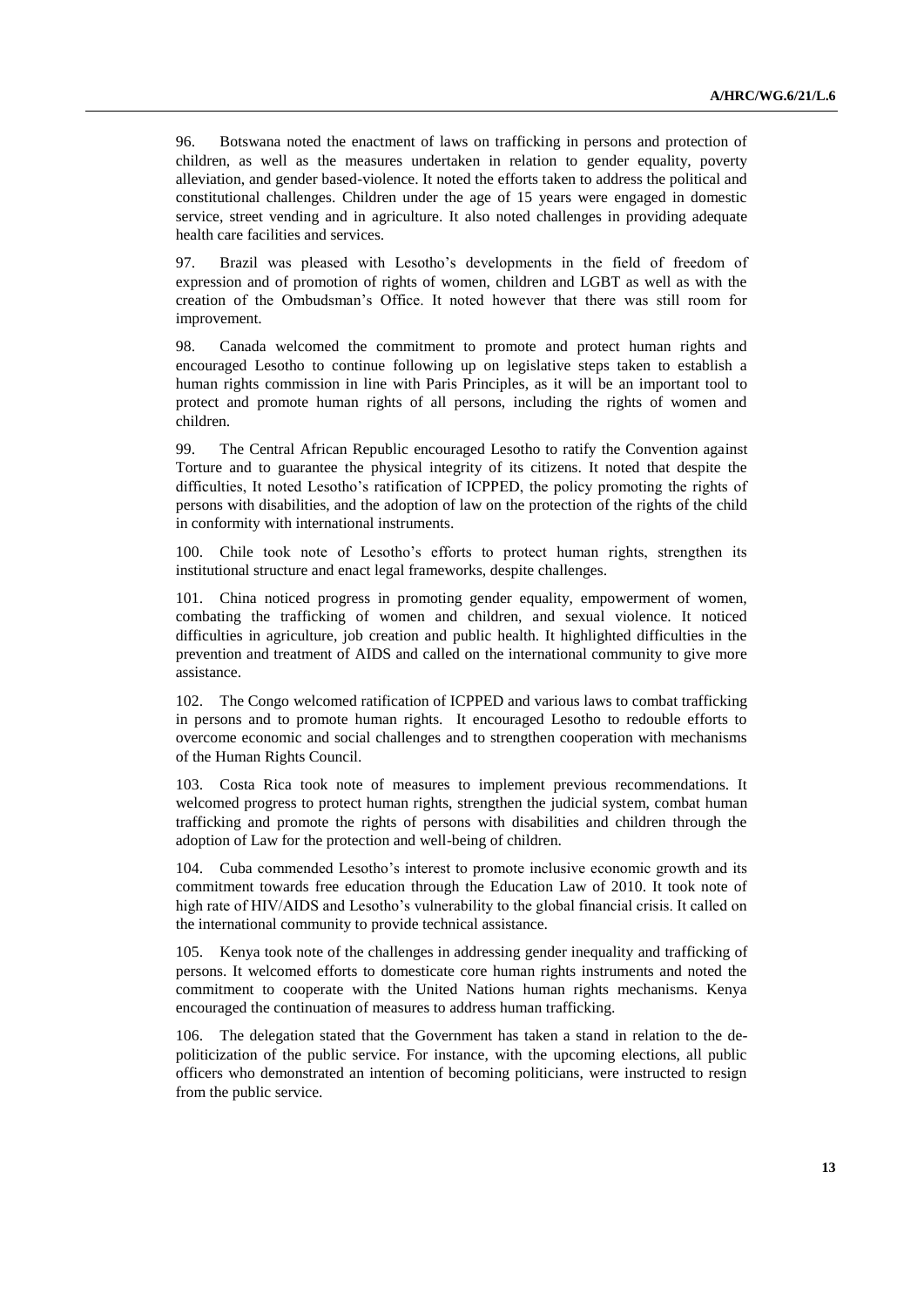96. Botswana noted the enactment of laws on trafficking in persons and protection of children, as well as the measures undertaken in relation to gender equality, poverty alleviation, and gender based-violence. It noted the efforts taken to address the political and constitutional challenges. Children under the age of 15 years were engaged in domestic service, street vending and in agriculture. It also noted challenges in providing adequate health care facilities and services.

97. Brazil was pleased with Lesotho's developments in the field of freedom of expression and of promotion of rights of women, children and LGBT as well as with the creation of the Ombudsman's Office. It noted however that there was still room for improvement.

98. Canada welcomed the commitment to promote and protect human rights and encouraged Lesotho to continue following up on legislative steps taken to establish a human rights commission in line with Paris Principles, as it will be an important tool to protect and promote human rights of all persons, including the rights of women and children.

99. The Central African Republic encouraged Lesotho to ratify the Convention against Torture and to guarantee the physical integrity of its citizens. It noted that despite the difficulties, It noted Lesotho's ratification of ICPPED, the policy promoting the rights of persons with disabilities, and the adoption of law on the protection of the rights of the child in conformity with international instruments.

100. Chile took note of Lesotho's efforts to protect human rights, strengthen its institutional structure and enact legal frameworks, despite challenges.

101. China noticed progress in promoting gender equality, empowerment of women, combating the trafficking of women and children, and sexual violence. It noticed difficulties in agriculture, job creation and public health. It highlighted difficulties in the prevention and treatment of AIDS and called on the international community to give more assistance.

102. The Congo welcomed ratification of ICPPED and various laws to combat trafficking in persons and to promote human rights. It encouraged Lesotho to redouble efforts to overcome economic and social challenges and to strengthen cooperation with mechanisms of the Human Rights Council.

103. Costa Rica took note of measures to implement previous recommendations. It welcomed progress to protect human rights, strengthen the judicial system, combat human trafficking and promote the rights of persons with disabilities and children through the adoption of Law for the protection and well-being of children.

104. Cuba commended Lesotho's interest to promote inclusive economic growth and its commitment towards free education through the Education Law of 2010. It took note of high rate of HIV/AIDS and Lesotho's vulnerability to the global financial crisis. It called on the international community to provide technical assistance.

105. Kenya took note of the challenges in addressing gender inequality and trafficking of persons. It welcomed efforts to domesticate core human rights instruments and noted the commitment to cooperate with the United Nations human rights mechanisms. Kenya encouraged the continuation of measures to address human trafficking.

106. The delegation stated that the Government has taken a stand in relation to the de-politicization of the public service. For instance, with the upcoming elections, all public officers who demonstrated an intention of becoming politicians, were instructed to resign from the public service.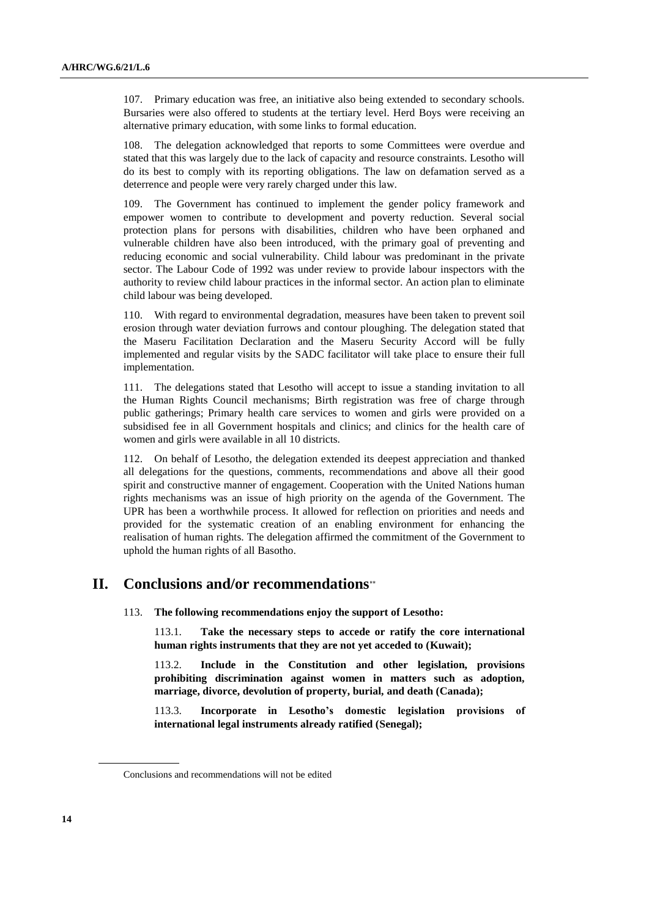107. Primary education was free, an initiative also being extended to secondary schools. Bursaries were also offered to students at the tertiary level. Herd Boys were receiving an alternative primary education, with some links to formal education.

108. The delegation acknowledged that reports to some Committees were overdue and stated that this was largely due to the lack of capacity and resource constraints. Lesotho will do its best to comply with its reporting obligations. The law on defamation served as a deterrence and people were very rarely charged under this law.

109. The Government has continued to implement the gender policy framework and empower women to contribute to development and poverty reduction. Several social protection plans for persons with disabilities, children who have been orphaned and vulnerable children have also been introduced, with the primary goal of preventing and reducing economic and social vulnerability. Child labour was predominant in the private sector. The Labour Code of 1992 was under review to provide labour inspectors with the authority to review child labour practices in the informal sector. An action plan to eliminate child labour was being developed.

110. With regard to environmental degradation, measures have been taken to prevent soil erosion through water deviation furrows and contour ploughing. The delegation stated that the Maseru Facilitation Declaration and the Maseru Security Accord will be fully implemented and regular visits by the SADC facilitator will take place to ensure their full implementation.

111. The delegations stated that Lesotho will accept to issue a standing invitation to all the Human Rights Council mechanisms; Birth registration was free of charge through public gatherings; Primary health care services to women and girls were provided on a subsidised fee in all Government hospitals and clinics; and clinics for the health care of women and girls were available in all 10 districts.

112. On behalf of Lesotho, the delegation extended its deepest appreciation and thanked all delegations for the questions, comments, recommendations and above all their good spirit and constructive manner of engagement. Cooperation with the United Nations human rights mechanisms was an issue of high priority on the agenda of the Government. The UPR has been a worthwhile process. It allowed for reflection on priorities and needs and provided for the systematic creation of an enabling environment for enhancing the realisation of human rights. The delegation affirmed the commitment of the Government to uphold the human rights of all Basotho.

## II. Conclusions and/or recommendations**

113. **The following recommendations enjoy the support of Lesotho:**

113.1. **Take the necessary steps to accede or ratify the core international human rights instruments that they are not yet acceded to (Kuwait);**

113.2. **Include in the Constitution and other legislation, provisions prohibiting discrimination against women in matters such as adoption, marriage, divorce, devolution of property, burial, and death (Canada);**

113.3. **Incorporate in Lesotho's domestic legislation provisions of international legal instruments already ratified (Senegal);**

---

** Conclusions and recommendations will not be edited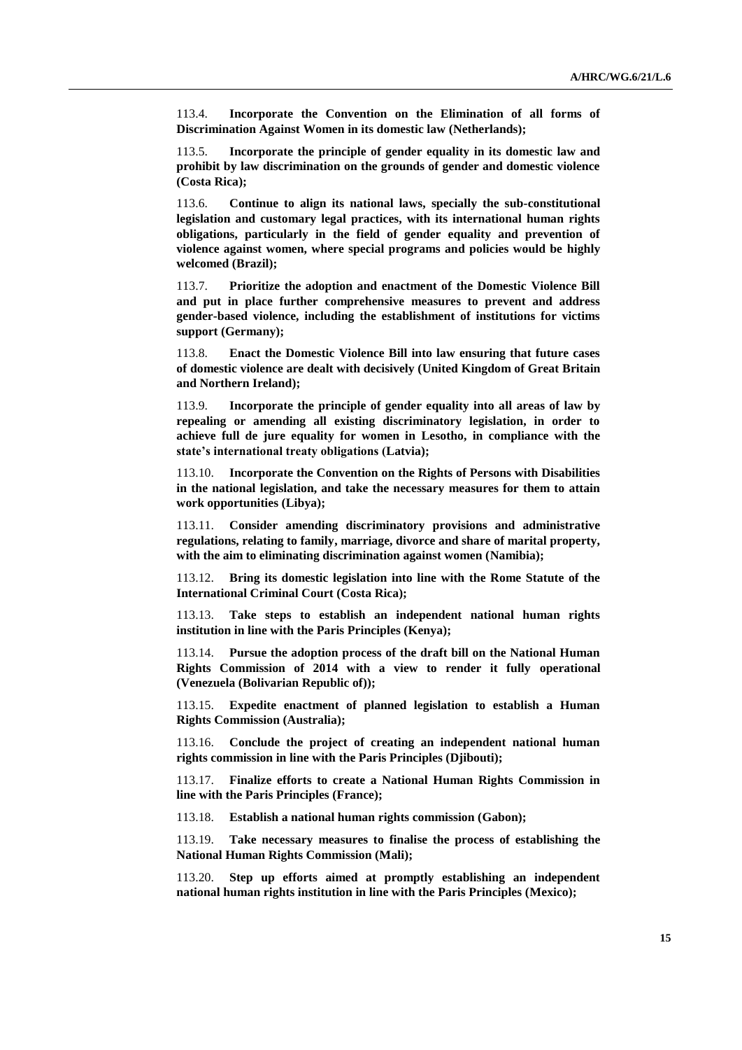113.4. **Incorporate the Convention on the Elimination of all forms of Discrimination Against Women in its domestic law (Netherlands);**

113.5. **Incorporate the principle of gender equality in its domestic law and prohibit by law discrimination on the grounds of gender and domestic violence (Costa Rica);**

113.6. **Continue to align its national laws, specially the sub-constitutional legislation and customary legal practices, with its international human rights obligations, particularly in the field of gender equality and prevention of violence against women, where special programs and policies would be highly welcomed (Brazil);**

113.7. **Prioritize the adoption and enactment of the Domestic Violence Bill and put in place further comprehensive measures to prevent and address gender-based violence, including the establishment of institutions for victims support (Germany);**

113.8. **Enact the Domestic Violence Bill into law ensuring that future cases of domestic violence are dealt with decisively (United Kingdom of Great Britain and Northern Ireland);**

113.9. **Incorporate the principle of gender equality into all areas of law by repealing or amending all existing discriminatory legislation, in order to achieve full de jure equality for women in Lesotho, in compliance with the state's international treaty obligations (Latvia);**

113.10. **Incorporate the Convention on the Rights of Persons with Disabilities in the national legislation, and take the necessary measures for them to attain work opportunities (Libya);**

113.11. **Consider amending discriminatory provisions and administrative regulations, relating to family, marriage, divorce and share of marital property, with the aim to eliminating discrimination against women (Namibia);**

113.12. **Bring its domestic legislation into line with the Rome Statute of the International Criminal Court (Costa Rica);**

113.13. **Take steps to establish an independent national human rights institution in line with the Paris Principles (Kenya);**

113.14. **Pursue the adoption process of the draft bill on the National Human Rights Commission of 2014 with a view to render it fully operational (Venezuela (Bolivarian Republic of));**

113.15. **Expedite enactment of planned legislation to establish a Human Rights Commission (Australia);**

113.16. **Conclude the project of creating an independent national human rights commission in line with the Paris Principles (Djibouti);**

113.17. **Finalize efforts to create a National Human Rights Commission in line with the Paris Principles (France);**

113.18. **Establish a national human rights commission (Gabon);**

113.19. **Take necessary measures to finalise the process of establishing the National Human Rights Commission (Mali);**

113.20. **Step up efforts aimed at promptly establishing an independent national human rights institution in line with the Paris Principles (Mexico);**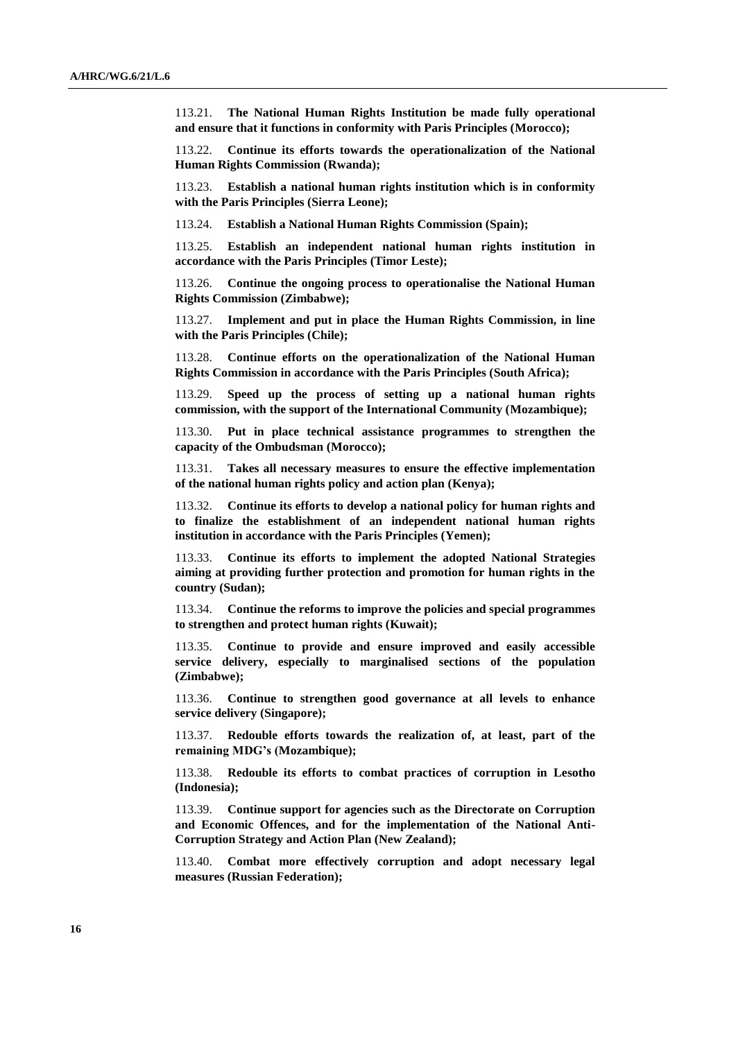113.21. **The National Human Rights Institution be made fully operational and ensure that it functions in conformity with Paris Principles (Morocco);**

113.22. **Continue its efforts towards the operationalization of the National Human Rights Commission (Rwanda);**

113.23. **Establish a national human rights institution which is in conformity with the Paris Principles (Sierra Leone);**

113.24. **Establish a National Human Rights Commission (Spain);**

113.25. **Establish an independent national human rights institution in accordance with the Paris Principles (Timor Leste);**

113.26. **Continue the ongoing process to operationalise the National Human Rights Commission (Zimbabwe);**

113.27. **Implement and put in place the Human Rights Commission, in line with the Paris Principles (Chile);**

113.28. **Continue efforts on the operationalization of the National Human Rights Commission in accordance with the Paris Principles (South Africa);**

113.29. **Speed up the process of setting up a national human rights commission, with the support of the International Community (Mozambique);**

113.30. **Put in place technical assistance programmes to strengthen the capacity of the Ombudsman (Morocco);**

113.31. **Takes all necessary measures to ensure the effective implementation of the national human rights policy and action plan (Kenya);**

113.32. **Continue its efforts to develop a national policy for human rights and to finalize the establishment of an independent national human rights institution in accordance with the Paris Principles (Yemen);**

113.33. **Continue its efforts to implement the adopted National Strategies aiming at providing further protection and promotion for human rights in the country (Sudan);**

113.34. **Continue the reforms to improve the policies and special programmes to strengthen and protect human rights (Kuwait);**

113.35. **Continue to provide and ensure improved and easily accessible service delivery, especially to marginalised sections of the population (Zimbabwe);**

113.36. **Continue to strengthen good governance at all levels to enhance service delivery (Singapore);**

113.37. **Redouble efforts towards the realization of, at least, part of the remaining MDG's (Mozambique);**

113.38. **Redouble its efforts to combat practices of corruption in Lesotho (Indonesia);**

113.39. **Continue support for agencies such as the Directorate on Corruption and Economic Offences, and for the implementation of the National Anti-Corruption Strategy and Action Plan (New Zealand);**

113.40. **Combat more effectively corruption and adopt necessary legal measures (Russian Federation);**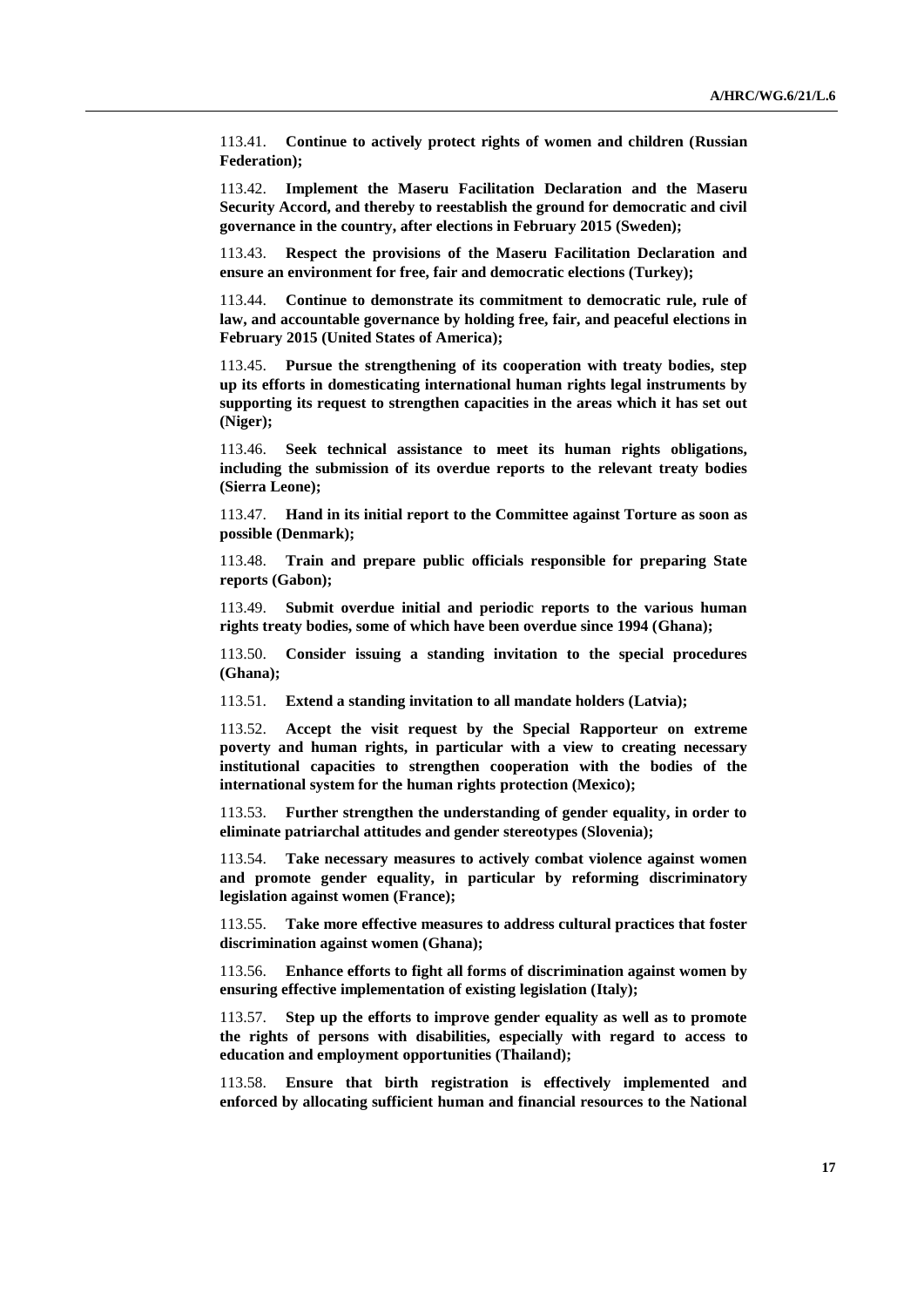113.41. **Continue to actively protect rights of women and children (Russian Federation);**

113.42. **Implement the Maseru Facilitation Declaration and the Maseru Security Accord, and thereby to reestablish the ground for democratic and civil governance in the country, after elections in February 2015 (Sweden);**

113.43. **Respect the provisions of the Maseru Facilitation Declaration and ensure an environment for free, fair and democratic elections (Turkey);**

113.44. **Continue to demonstrate its commitment to democratic rule, rule of law, and accountable governance by holding free, fair, and peaceful elections in February 2015 (United States of America);**

113.45. **Pursue the strengthening of its cooperation with treaty bodies, step up its efforts in domesticating international human rights legal instruments by supporting its request to strengthen capacities in the areas which it has set out (Niger);**

113.46. **Seek technical assistance to meet its human rights obligations, including the submission of its overdue reports to the relevant treaty bodies (Sierra Leone);**

113.47. **Hand in its initial report to the Committee against Torture as soon as possible (Denmark);**

113.48. **Train and prepare public officials responsible for preparing State reports (Gabon);**

113.49. **Submit overdue initial and periodic reports to the various human rights treaty bodies, some of which have been overdue since 1994 (Ghana);**

113.50. **Consider issuing a standing invitation to the special procedures (Ghana);**

113.51. **Extend a standing invitation to all mandate holders (Latvia);**

113.52. **Accept the visit request by the Special Rapporteur on extreme poverty and human rights, in particular with a view to creating necessary institutional capacities to strengthen cooperation with the bodies of the international system for the human rights protection (Mexico);**

113.53. **Further strengthen the understanding of gender equality, in order to eliminate patriarchal attitudes and gender stereotypes (Slovenia);**

113.54. **Take necessary measures to actively combat violence against women and promote gender equality, in particular by reforming discriminatory legislation against women (France);**

113.55. **Take more effective measures to address cultural practices that foster discrimination against women (Ghana);**

113.56. **Enhance efforts to fight all forms of discrimination against women by ensuring effective implementation of existing legislation (Italy);**

113.57. **Step up the efforts to improve gender equality as well as to promote the rights of persons with disabilities, especially with regard to access to education and employment opportunities (Thailand);**

113.58. **Ensure that birth registration is effectively implemented and enforced by allocating sufficient human and financial resources to the National**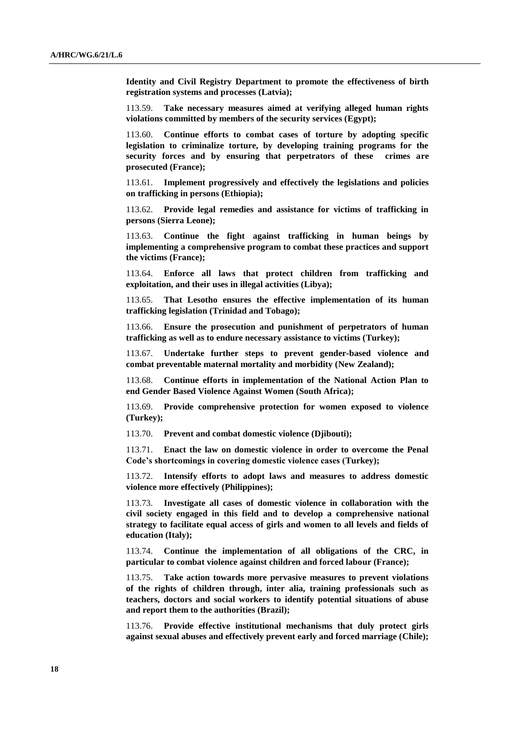**Identity and Civil Registry Department to promote the effectiveness of birth registration systems and processes (Latvia);**

113.59. **Take necessary measures aimed at verifying alleged human rights violations committed by members of the security services (Egypt);**

113.60. **Continue efforts to combat cases of torture by adopting specific legislation to criminalize torture, by developing training programs for the security forces and by ensuring that perpetrators of these crimes are prosecuted (France);**

113.61. **Implement progressively and effectively the legislations and policies on trafficking in persons (Ethiopia);**

113.62. **Provide legal remedies and assistance for victims of trafficking in persons (Sierra Leone);**

113.63. **Continue the fight against trafficking in human beings by implementing a comprehensive program to combat these practices and support the victims (France);**

113.64. **Enforce all laws that protect children from trafficking and exploitation, and their uses in illegal activities (Libya);**

113.65. **That Lesotho ensures the effective implementation of its human trafficking legislation (Trinidad and Tobago);**

113.66. **Ensure the prosecution and punishment of perpetrators of human trafficking as well as to endure necessary assistance to victims (Turkey);**

113.67. **Undertake further steps to prevent gender-based violence and combat preventable maternal mortality and morbidity (New Zealand);**

113.68. **Continue efforts in implementation of the National Action Plan to end Gender Based Violence Against Women (South Africa);**

113.69. **Provide comprehensive protection for women exposed to violence (Turkey);**

113.70. **Prevent and combat domestic violence (Djibouti);**

113.71. **Enact the law on domestic violence in order to overcome the Penal Code's shortcomings in covering domestic violence cases (Turkey);**

113.72. **Intensify efforts to adopt laws and measures to address domestic violence more effectively (Philippines);**

113.73. **Investigate all cases of domestic violence in collaboration with the civil society engaged in this field and to develop a comprehensive national strategy to facilitate equal access of girls and women to all levels and fields of education (Italy);**

113.74. **Continue the implementation of all obligations of the CRC, in particular to combat violence against children and forced labour (France);**

113.75. **Take action towards more pervasive measures to prevent violations of the rights of children through, inter alia, training professionals such as teachers, doctors and social workers to identify potential situations of abuse and report them to the authorities (Brazil);**

113.76. **Provide effective institutional mechanisms that duly protect girls against sexual abuses and effectively prevent early and forced marriage (Chile);**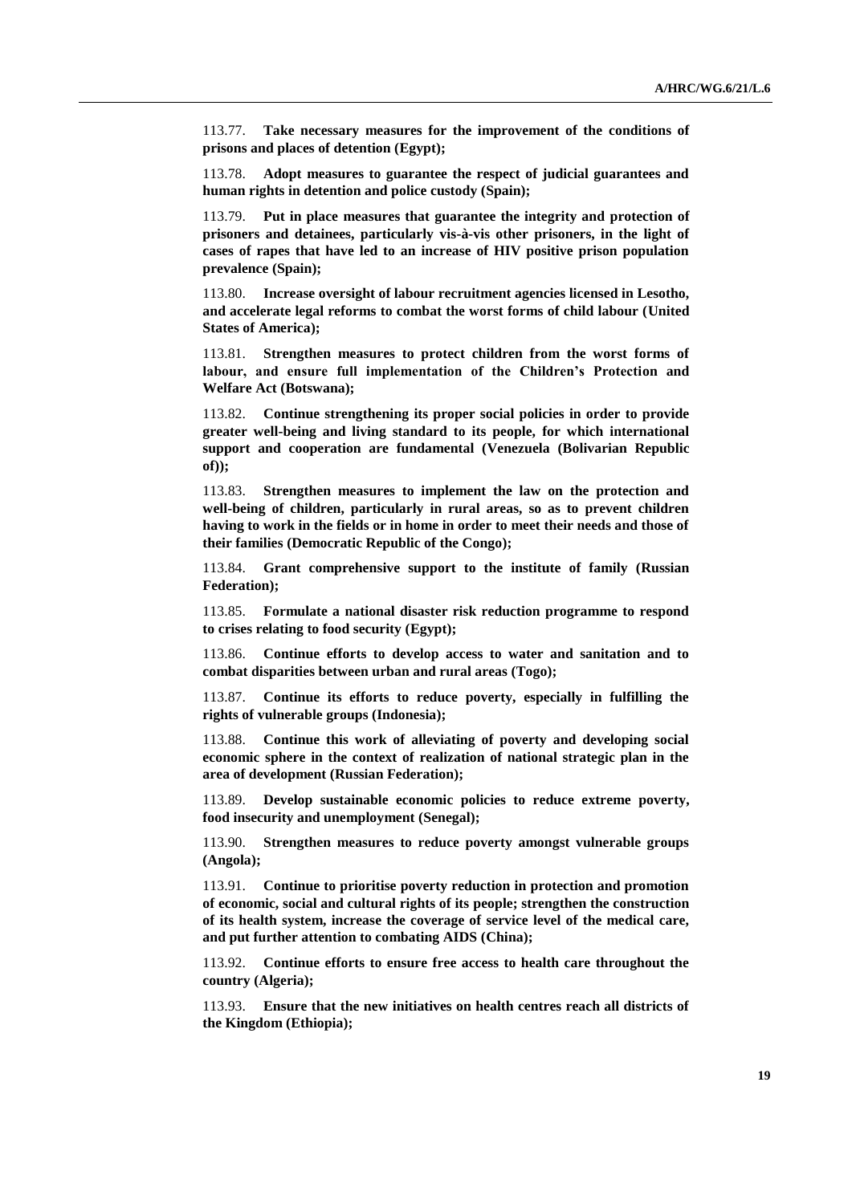113.77. **Take necessary measures for the improvement of the conditions of prisons and places of detention (Egypt);**

113.78. **Adopt measures to guarantee the respect of judicial guarantees and human rights in detention and police custody (Spain);**

113.79. **Put in place measures that guarantee the integrity and protection of prisoners and detainees, particularly vis-à-vis other prisoners, in the light of cases of rapes that have led to an increase of HIV positive prison population prevalence (Spain);**

113.80. **Increase oversight of labour recruitment agencies licensed in Lesotho, and accelerate legal reforms to combat the worst forms of child labour (United States of America);**

113.81. **Strengthen measures to protect children from the worst forms of labour, and ensure full implementation of the Children's Protection and Welfare Act (Botswana);**

113.82. **Continue strengthening its proper social policies in order to provide greater well-being and living standard to its people, for which international support and cooperation are fundamental (Venezuela (Bolivarian Republic of));**

113.83. **Strengthen measures to implement the law on the protection and well-being of children, particularly in rural areas, so as to prevent children having to work in the fields or in home in order to meet their needs and those of their families (Democratic Republic of the Congo);**

113.84. **Grant comprehensive support to the institute of family (Russian Federation);**

113.85. **Formulate a national disaster risk reduction programme to respond to crises relating to food security (Egypt);**

113.86. **Continue efforts to develop access to water and sanitation and to combat disparities between urban and rural areas (Togo);**

113.87. **Continue its efforts to reduce poverty, especially in fulfilling the rights of vulnerable groups (Indonesia);**

113.88. **Continue this work of alleviating of poverty and developing social economic sphere in the context of realization of national strategic plan in the area of development (Russian Federation);**

113.89. **Develop sustainable economic policies to reduce extreme poverty, food insecurity and unemployment (Senegal);**

113.90. **Strengthen measures to reduce poverty amongst vulnerable groups (Angola);**

113.91. **Continue to prioritise poverty reduction in protection and promotion of economic, social and cultural rights of its people; strengthen the construction of its health system, increase the coverage of service level of the medical care, and put further attention to combating AIDS (China);**

113.92. **Continue efforts to ensure free access to health care throughout the country (Algeria);**

113.93. **Ensure that the new initiatives on health centres reach all districts of the Kingdom (Ethiopia);**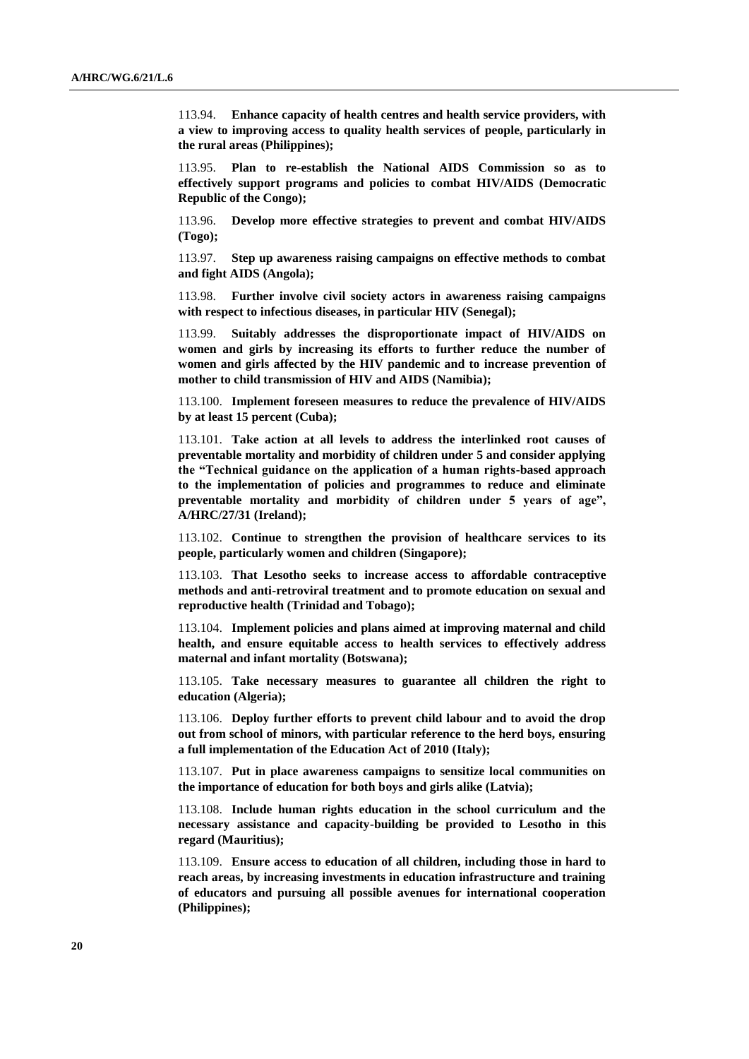113.94. **Enhance capacity of health centres and health service providers, with a view to improving access to quality health services of people, particularly in the rural areas (Philippines);**

113.95. **Plan to re-establish the National AIDS Commission so as to effectively support programs and policies to combat HIV/AIDS (Democratic Republic of the Congo);**

113.96. **Develop more effective strategies to prevent and combat HIV/AIDS (Togo);**

113.97. **Step up awareness raising campaigns on effective methods to combat and fight AIDS (Angola);**

113.98. **Further involve civil society actors in awareness raising campaigns with respect to infectious diseases, in particular HIV (Senegal);**

113.99. **Suitably addresses the disproportionate impact of HIV/AIDS on women and girls by increasing its efforts to further reduce the number of women and girls affected by the HIV pandemic and to increase prevention of mother to child transmission of HIV and AIDS (Namibia);**

113.100. **Implement foreseen measures to reduce the prevalence of HIV/AIDS by at least 15 percent (Cuba);**

113.101. **Take action at all levels to address the interlinked root causes of preventable mortality and morbidity of children under 5 and consider applying the "Technical guidance on the application of a human rights-based approach to the implementation of policies and programmes to reduce and eliminate preventable mortality and morbidity of children under 5 years of age", A/HRC/27/31 (Ireland);**

113.102. **Continue to strengthen the provision of healthcare services to its people, particularly women and children (Singapore);**

113.103. **That Lesotho seeks to increase access to affordable contraceptive methods and anti-retroviral treatment and to promote education on sexual and reproductive health (Trinidad and Tobago);**

113.104. **Implement policies and plans aimed at improving maternal and child health, and ensure equitable access to health services to effectively address maternal and infant mortality (Botswana);**

113.105. **Take necessary measures to guarantee all children the right to education (Algeria);**

113.106. **Deploy further efforts to prevent child labour and to avoid the drop out from school of minors, with particular reference to the herd boys, ensuring a full implementation of the Education Act of 2010 (Italy);**

113.107. **Put in place awareness campaigns to sensitize local communities on the importance of education for both boys and girls alike (Latvia);**

113.108. **Include human rights education in the school curriculum and the necessary assistance and capacity-building be provided to Lesotho in this regard (Mauritius);**

113.109. **Ensure access to education of all children, including those in hard to reach areas, by increasing investments in education infrastructure and training of educators and pursuing all possible avenues for international cooperation (Philippines);**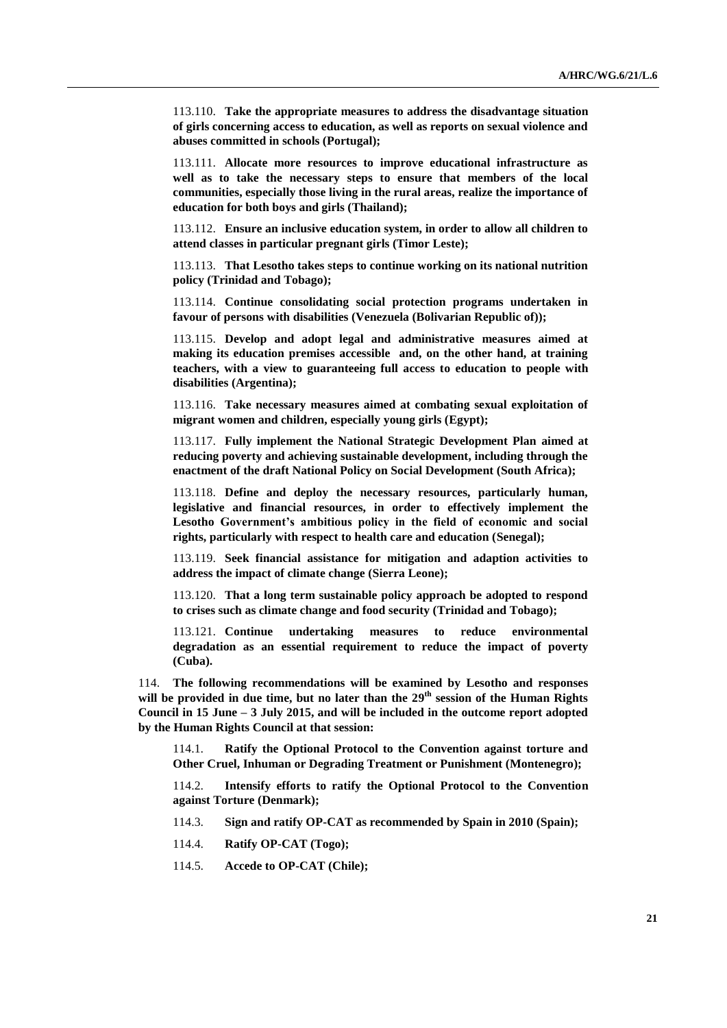113.110. **Take the appropriate measures to address the disadvantage situation of girls concerning access to education, as well as reports on sexual violence and abuses committed in schools (Portugal);**

113.111. **Allocate more resources to improve educational infrastructure as well as to take the necessary steps to ensure that members of the local communities, especially those living in the rural areas, realize the importance of education for both boys and girls (Thailand);**

113.112. **Ensure an inclusive education system, in order to allow all children to attend classes in particular pregnant girls (Timor Leste);**

113.113. **That Lesotho takes steps to continue working on its national nutrition policy (Trinidad and Tobago);**

113.114. **Continue consolidating social protection programs undertaken in favour of persons with disabilities (Venezuela (Bolivarian Republic of));**

113.115. **Develop and adopt legal and administrative measures aimed at making its education premises accessible and, on the other hand, at training teachers, with a view to guaranteeing full access to education to people with disabilities (Argentina);**

113.116. **Take necessary measures aimed at combating sexual exploitation of migrant women and children, especially young girls (Egypt);**

113.117. **Fully implement the National Strategic Development Plan aimed at reducing poverty and achieving sustainable development, including through the enactment of the draft National Policy on Social Development (South Africa);**

113.118. **Define and deploy the necessary resources, particularly human, legislative and financial resources, in order to effectively implement the Lesotho Government's ambitious policy in the field of economic and social rights, particularly with respect to health care and education (Senegal);**

113.119. **Seek financial assistance for mitigation and adaption activities to address the impact of climate change (Sierra Leone);**

113.120. **That a long term sustainable policy approach be adopted to respond to crises such as climate change and food security (Trinidad and Tobago);**

113.121. **Continue undertaking measures to reduce environmental degradation as an essential requirement to reduce the impact of poverty (Cuba).**

114. **The following recommendations will be examined by Lesotho and responses will be provided in due time, but no later than the 29th session of the Human Rights Council in 15 June – 3 July 2015, and will be included in the outcome report adopted by the Human Rights Council at that session:**

114.1. **Ratify the Optional Protocol to the Convention against torture and Other Cruel, Inhuman or Degrading Treatment or Punishment (Montenegro);**

114.2. **Intensify efforts to ratify the Optional Protocol to the Convention against Torture (Denmark);**

114.3. **Sign and ratify OP-CAT as recommended by Spain in 2010 (Spain);**

114.4. **Ratify OP-CAT (Togo);**

114.5. **Accede to OP-CAT (Chile);**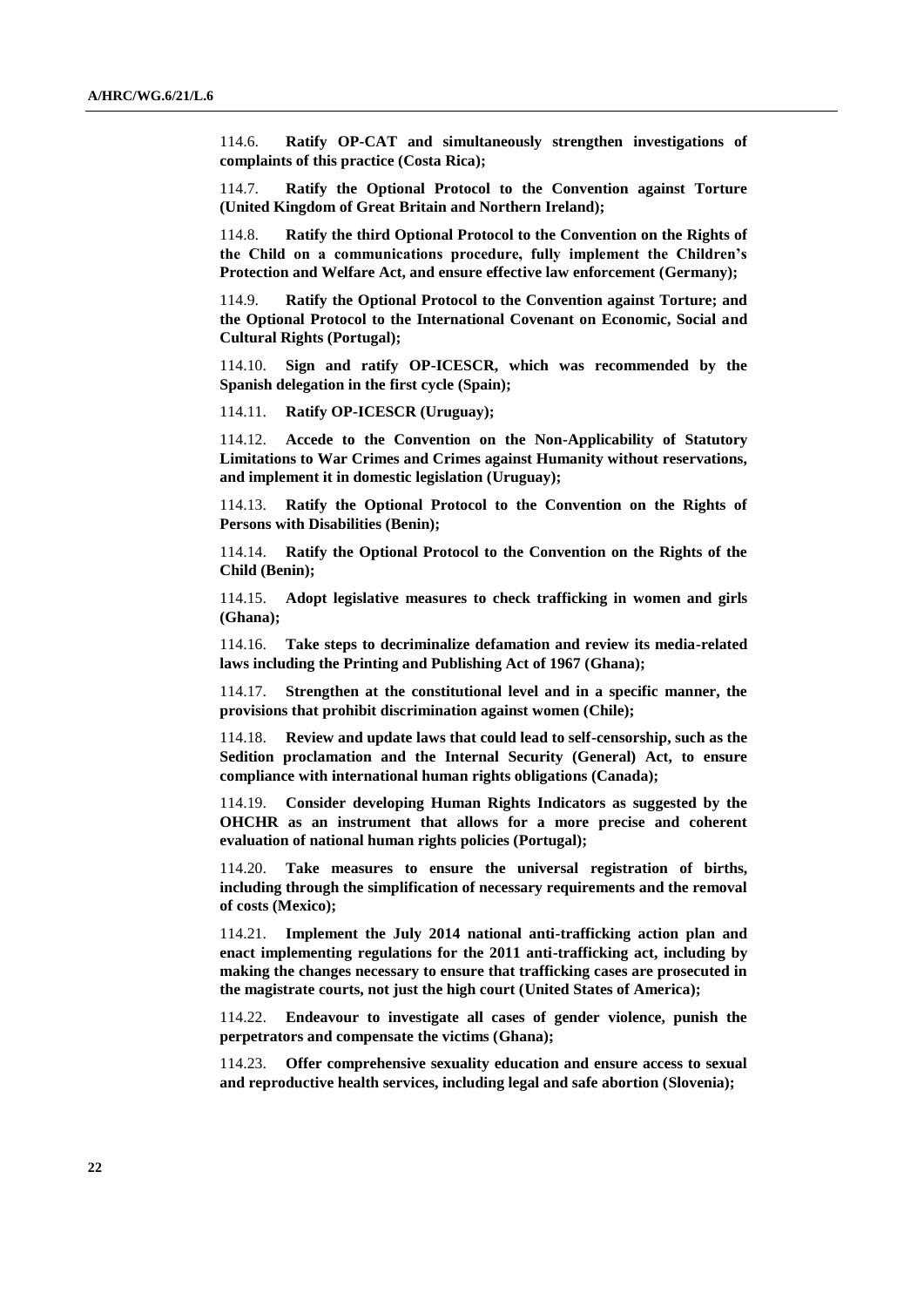114.6. **Ratify OP-CAT and simultaneously strengthen investigations of complaints of this practice (Costa Rica);**

114.7. **Ratify the Optional Protocol to the Convention against Torture (United Kingdom of Great Britain and Northern Ireland);**

114.8. **Ratify the third Optional Protocol to the Convention on the Rights of the Child on a communications procedure, fully implement the Children's Protection and Welfare Act, and ensure effective law enforcement (Germany);**

114.9. **Ratify the Optional Protocol to the Convention against Torture; and the Optional Protocol to the International Covenant on Economic, Social and Cultural Rights (Portugal);**

114.10. **Sign and ratify OP-ICESCR, which was recommended by the Spanish delegation in the first cycle (Spain);**

114.11. **Ratify OP-ICESCR (Uruguay);**

114.12. **Accede to the Convention on the Non-Applicability of Statutory Limitations to War Crimes and Crimes against Humanity without reservations, and implement it in domestic legislation (Uruguay);**

114.13. **Ratify the Optional Protocol to the Convention on the Rights of Persons with Disabilities (Benin);**

114.14. **Ratify the Optional Protocol to the Convention on the Rights of the Child (Benin);**

114.15. **Adopt legislative measures to check trafficking in women and girls (Ghana);**

114.16. **Take steps to decriminalize defamation and review its media-related laws including the Printing and Publishing Act of 1967 (Ghana);**

114.17. **Strengthen at the constitutional level and in a specific manner, the provisions that prohibit discrimination against women (Chile);**

114.18. **Review and update laws that could lead to self-censorship, such as the Sedition proclamation and the Internal Security (General) Act, to ensure compliance with international human rights obligations (Canada);**

114.19. **Consider developing Human Rights Indicators as suggested by the OHCHR as an instrument that allows for a more precise and coherent evaluation of national human rights policies (Portugal);**

114.20. **Take measures to ensure the universal registration of births, including through the simplification of necessary requirements and the removal of costs (Mexico);**

114.21. **Implement the July 2014 national anti-trafficking action plan and enact implementing regulations for the 2011 anti-trafficking act, including by making the changes necessary to ensure that trafficking cases are prosecuted in the magistrate courts, not just the high court (United States of America);**

114.22. **Endeavour to investigate all cases of gender violence, punish the perpetrators and compensate the victims (Ghana);**

114.23. **Offer comprehensive sexuality education and ensure access to sexual and reproductive health services, including legal and safe abortion (Slovenia);**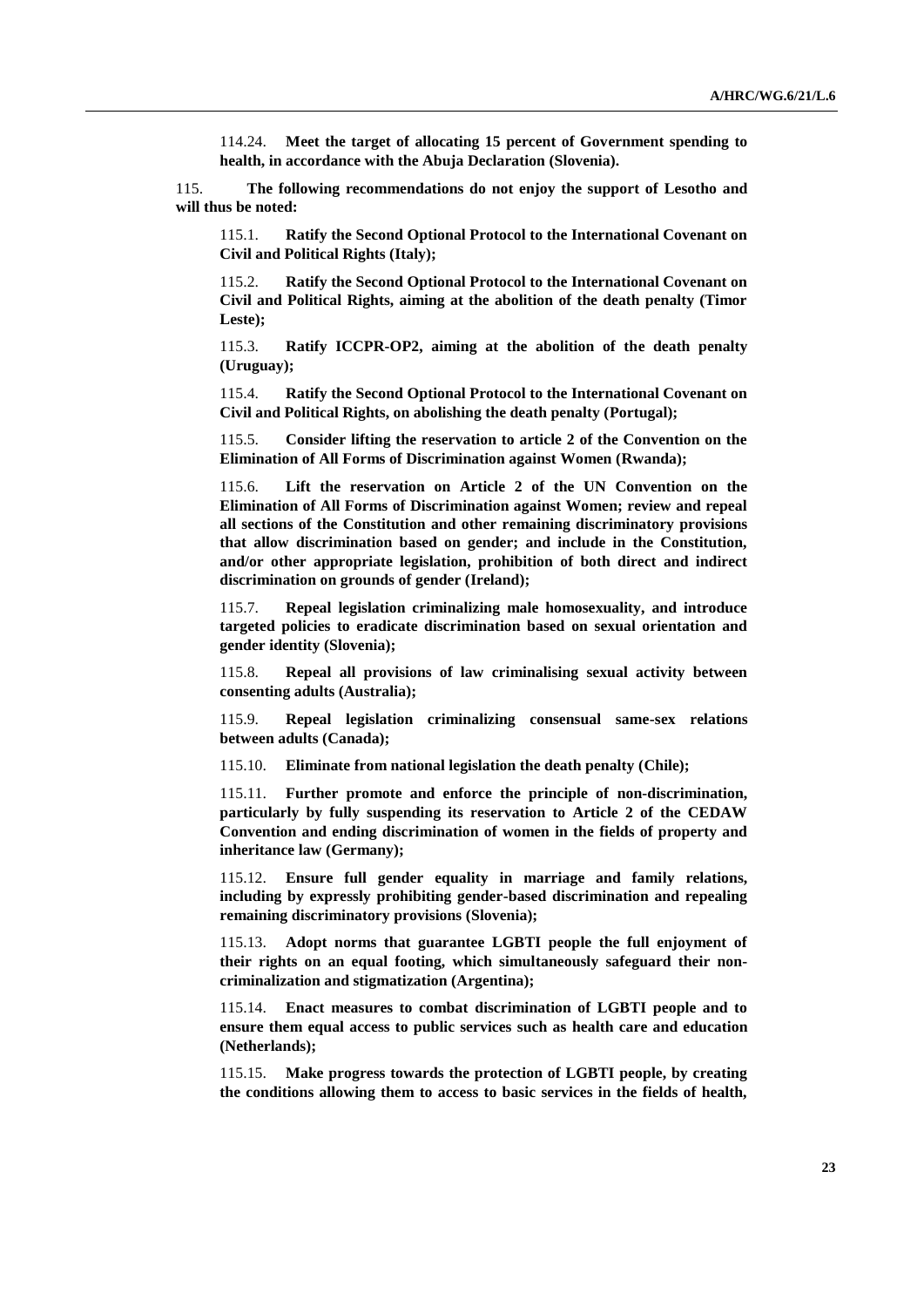114.24. **Meet the target of allocating 15 percent of Government spending to health, in accordance with the Abuja Declaration (Slovenia).**

115. **The following recommendations do not enjoy the support of Lesotho and will thus be noted:**

115.1. **Ratify the Second Optional Protocol to the International Covenant on Civil and Political Rights (Italy);**

115.2. **Ratify the Second Optional Protocol to the International Covenant on Civil and Political Rights, aiming at the abolition of the death penalty (Timor Leste);**

115.3. **Ratify ICCPR-OP2, aiming at the abolition of the death penalty (Uruguay);**

115.4. **Ratify the Second Optional Protocol to the International Covenant on Civil and Political Rights, on abolishing the death penalty (Portugal);**

115.5. **Consider lifting the reservation to article 2 of the Convention on the Elimination of All Forms of Discrimination against Women (Rwanda);**

115.6. **Lift the reservation on Article 2 of the UN Convention on the Elimination of All Forms of Discrimination against Women; review and repeal all sections of the Constitution and other remaining discriminatory provisions that allow discrimination based on gender; and include in the Constitution, and/or other appropriate legislation, prohibition of both direct and indirect discrimination on grounds of gender (Ireland);**

115.7. **Repeal legislation criminalizing male homosexuality, and introduce targeted policies to eradicate discrimination based on sexual orientation and gender identity (Slovenia);**

115.8. **Repeal all provisions of law criminalising sexual activity between consenting adults (Australia);**

115.9. **Repeal legislation criminalizing consensual same-sex relations between adults (Canada);**

115.10. **Eliminate from national legislation the death penalty (Chile);**

115.11. **Further promote and enforce the principle of non-discrimination, particularly by fully suspending its reservation to Article 2 of the CEDAW Convention and ending discrimination of women in the fields of property and inheritance law (Germany);**

115.12. **Ensure full gender equality in marriage and family relations, including by expressly prohibiting gender-based discrimination and repealing remaining discriminatory provisions (Slovenia);**

115.13. **Adopt norms that guarantee LGBTI people the full enjoyment of their rights on an equal footing, which simultaneously safeguard their non-criminalization and stigmatization (Argentina);**

115.14. **Enact measures to combat discrimination of LGBTI people and to ensure them equal access to public services such as health care and education (Netherlands);**

115.15. **Make progress towards the protection of LGBTI people, by creating the conditions allowing them to access to basic services in the fields of health,**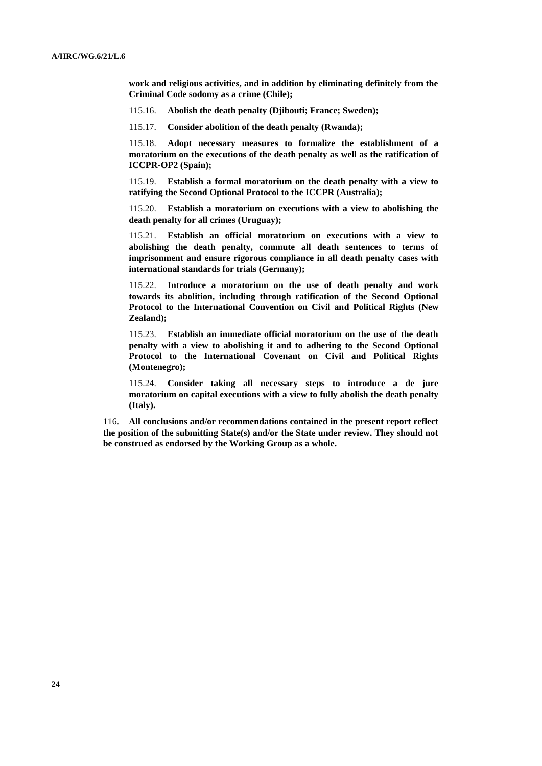**work and religious activities, and in addition by eliminating definitely from the Criminal Code sodomy as a crime (Chile);**

115.16. **Abolish the death penalty (Djibouti; France; Sweden);**

115.17. **Consider abolition of the death penalty (Rwanda);**

115.18. **Adopt necessary measures to formalize the establishment of a moratorium on the executions of the death penalty as well as the ratification of ICCPR-OP2 (Spain);**

115.19. **Establish a formal moratorium on the death penalty with a view to ratifying the Second Optional Protocol to the ICCPR (Australia);**

115.20. **Establish a moratorium on executions with a view to abolishing the death penalty for all crimes (Uruguay);**

115.21. **Establish an official moratorium on executions with a view to abolishing the death penalty, commute all death sentences to terms of imprisonment and ensure rigorous compliance in all death penalty cases with international standards for trials (Germany);**

115.22. **Introduce a moratorium on the use of death penalty and work towards its abolition, including through ratification of the Second Optional Protocol to the International Convention on Civil and Political Rights (New Zealand);**

115.23. **Establish an immediate official moratorium on the use of the death penalty with a view to abolishing it and to adhering to the Second Optional Protocol to the International Covenant on Civil and Political Rights (Montenegro);**

115.24. **Consider taking all necessary steps to introduce a de jure moratorium on capital executions with a view to fully abolish the death penalty (Italy).**

116. **All conclusions and/or recommendations contained in the present report reflect the position of the submitting State(s) and/or the State under review. They should not be construed as endorsed by the Working Group as a whole.**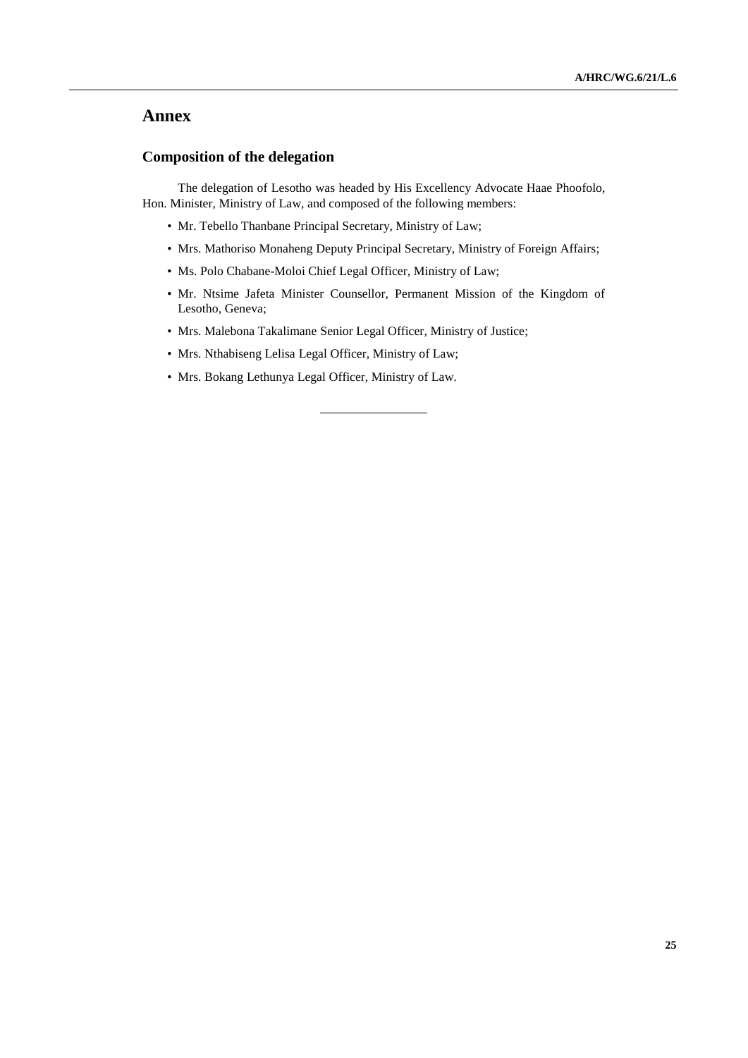# Annex

## Composition of the delegation

The delegation of Lesotho was headed by His Excellency Advocate Haae Phoofolo, Hon. Minister, Ministry of Law, and composed of the following members:

- Mr. Tebello Thanbane Principal Secretary, Ministry of Law;
- Mrs. Mathoriso Monaheng Deputy Principal Secretary, Ministry of Foreign Affairs;
- Ms. Polo Chabane-Moloi Chief Legal Officer, Ministry of Law;
- Mr. Ntsime Jafeta Minister Counsellor, Permanent Mission of the Kingdom of Lesotho, Geneva;
- Mrs. Malebona Takalimane Senior Legal Officer, Ministry of Justice;
- Mrs. Nthabiseng Lelisa Legal Officer, Ministry of Law;
- Mrs. Bokang Lethunya Legal Officer, Ministry of Law.